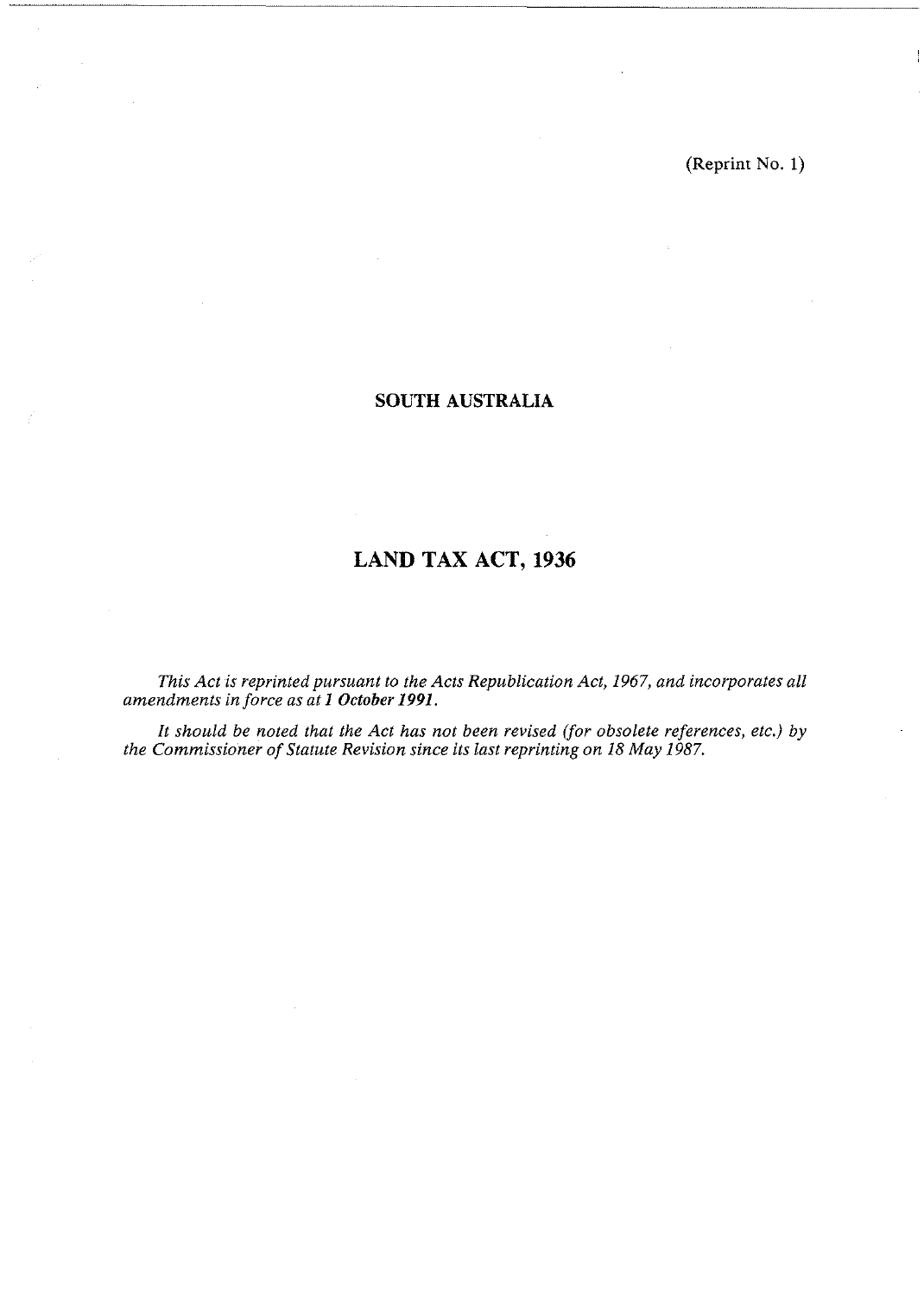(Reprint No. 1)

**SOUTH AUSTRALIA**

# LAND TAX ACT, 1936

*This Act is reprinted pursuant to the Acts Republication Act, 1967, and incorporates all amendments in force as at* ***1 October 1991.***

*It should be noted that the Act has not been revised (for obsolete references, etc.) by the Commissioner of Statute Revision since its last reprinting on 18 May 1987.*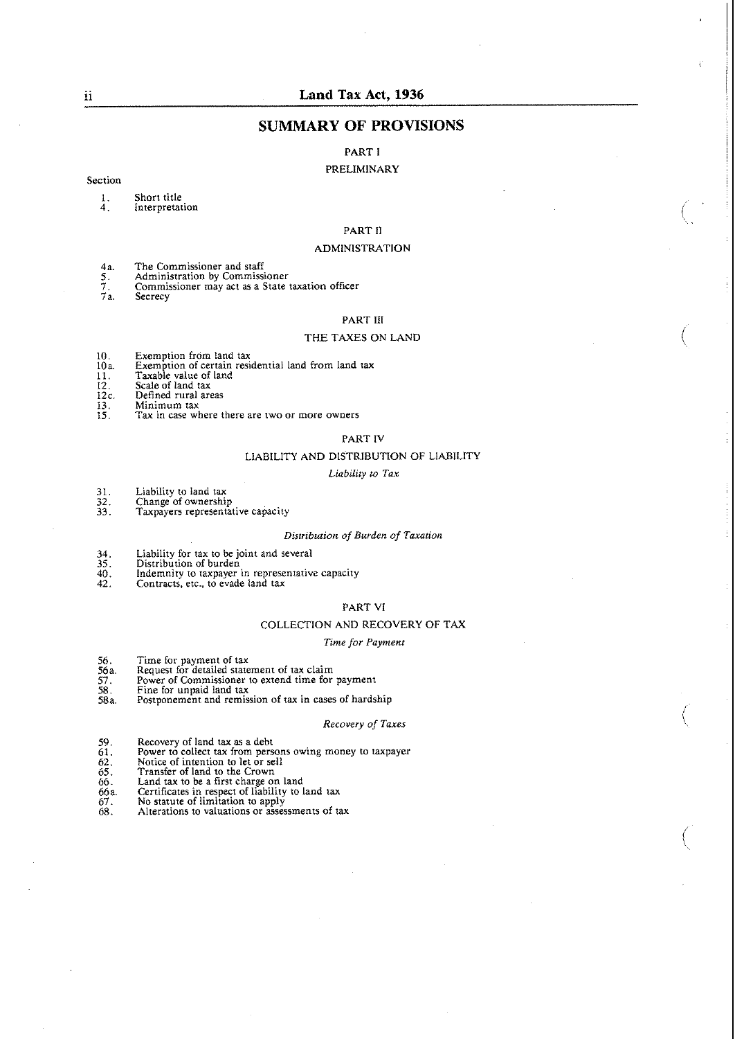## SUMMARY OF PROVISIONS

### PART I

### PRELIMINARY

Section

1. Short title
4. Interpretation

### PART II

### ADMINISTRATION

4a. The Commissioner and staff
5. Administration by Commissioner
7. Commissioner may act as a State taxation officer
7a. Secrecy

### PART III

### THE TAXES ON LAND

10. Exemption from land tax
10a. Exemption of certain residential land from land tax
11. Taxable value of land
12. Scale of land tax
12c. Defined rural areas
13. Minimum tax
15. Tax in case where there are two or more owners

### PART IV

### LIABILITY AND DISTRIBUTION OF LIABILITY

*Liability to Tax*

31. Liability to land tax
32. Change of ownership
33. Taxpayers representative capacity

*Distribution of Burden of Taxation*

34. Liability for tax to be joint and several
35. Distribution of burden
40. Indemnity to taxpayer in representative capacity
42. Contracts, etc., to evade land tax

### PART VI

### COLLECTION AND RECOVERY OF TAX

*Time for Payment*

56. Time for payment of tax
56a. Request for detailed statement of tax claim
57. Power of Commissioner to extend time for payment
58. Fine for unpaid land tax
58a. Postponement and remission of tax in cases of hardship

*Recovery of Taxes*

59. Recovery of land tax as a debt
61. Power to collect tax from persons owing money to taxpayer
62. Notice of intention to let or sell
65. Transfer of land to the Crown
66. Land tax to be a first charge on land
66a. Certificates in respect of liability to land tax
67. No statute of limitation to apply
68. Alterations to valuations or assessments of tax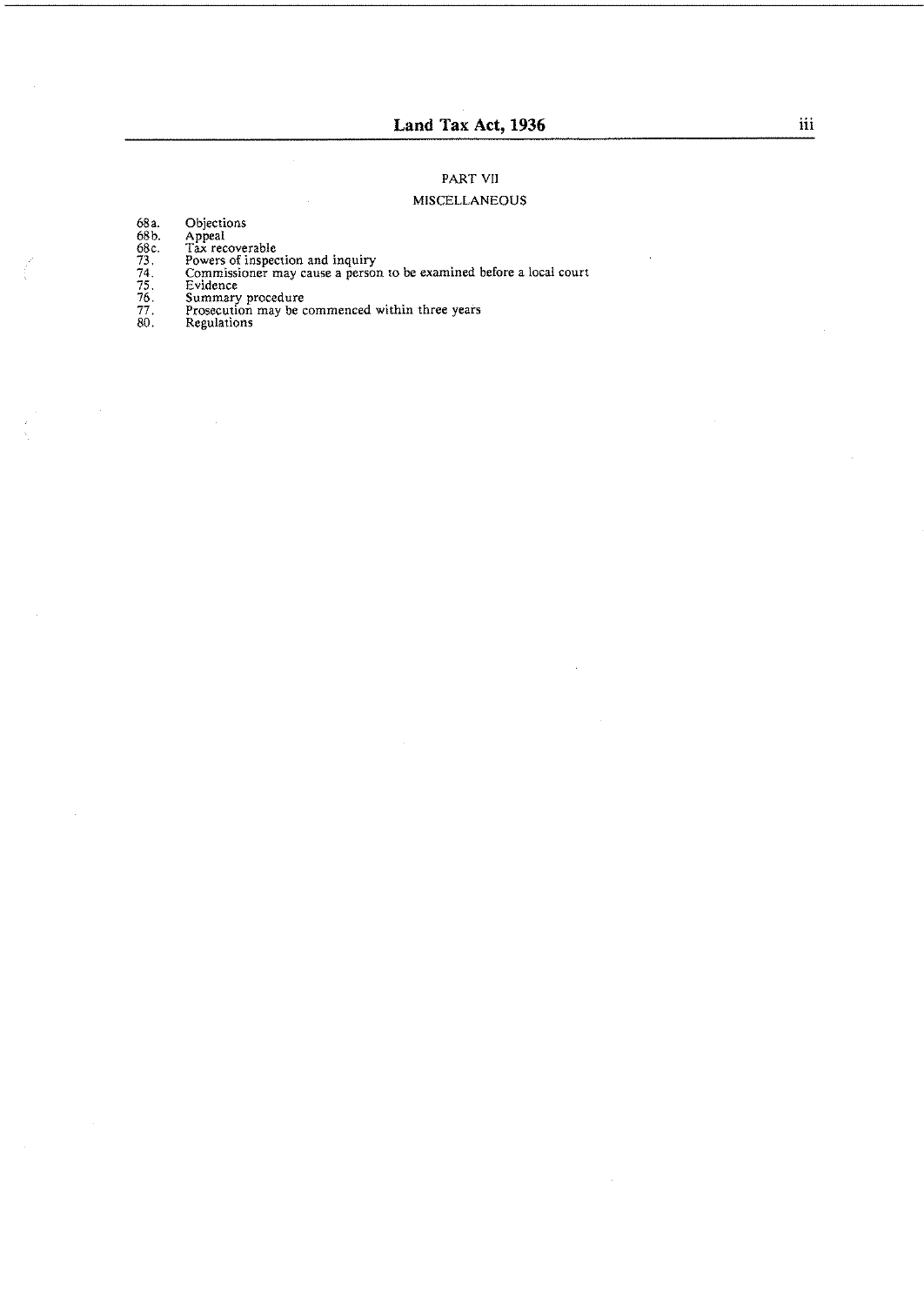## PART VII

### MISCELLANEOUS

68a. Objections
68b. Appeal
68c. Tax recoverable
73. Powers of inspection and inquiry
74. Commissioner may cause a person to be examined before a local court
75. Evidence
76. Summary procedure
77. Prosecution may be commenced within three years
80. Regulations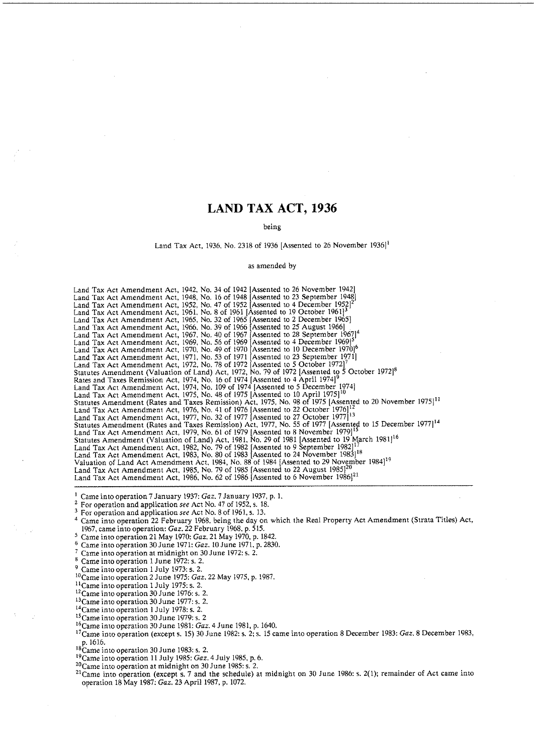# LAND TAX ACT, 1936

being

Land Tax Act, 1936, No. 2318 of 1936 [Assented to 26 November 1936][1]

as amended by

Land Tax Act Amendment Act, 1942, No. 34 of 1942 [Assented to 26 November 1942]
Land Tax Act Amendment Act, 1948, No. 16 of 1948 [Assented to 23 September 1948]
Land Tax Act Amendment Act, 1952, No. 47 of 1952 [Assented to 4 December 1952][2]
Land Tax Act Amendment Act, 1961, No. 8 of 1961 [Assented to 19 October 1961][3]
Land Tax Act Amendment Act, 1965, No. 32 of 1965 [Assented to 2 December 1965]
Land Tax Act Amendment Act, 1966, No. 39 of 1966 [Assented to 25 August 1966]
Land Tax Act Amendment Act, 1967, No. 40 of 1967 [Assented to 28 September 1967][4]
Land Tax Act Amendment Act, 1969, No. 56 of 1969 [Assented to 4 December 1969][5]
Land Tax Act Amendment Act, 1970, No. 49 of 1970 [Assented to 10 December 1970][6]
Land Tax Act Amendment Act, 1971, No. 53 of 1971 [Assented to 23 September 1971]
Land Tax Act Amendment Act, 1972, No. 78 of 1972 [Assented to 5 October 1972][7]
Statutes Amendment (Valuation of Land) Act, 1972, No. 79 of 1972 [Assented to 5 October 1972][8]
Rates and Taxes Remission Act, 1974, No. 16 of 1974 [Assented to 4 April 1974][9]
Land Tax Act Amendment Act, 1974, No. 109 of 1974 [Assented to 5 December 1974]
Land Tax Act Amendment Act, 1975, No. 48 of 1975 [Assented to 10 April 1975][10]
Statutes Amendment (Rates and Taxes Remission) Act, 1975, No. 98 of 1975 [Assented to 20 November 1975][11]
Land Tax Act Amendment Act, 1976, No. 41 of 1976 [Assented to 22 October 1976][12]
Land Tax Act Amendment Act, 1977, No. 32 of 1977 [Assented to 27 October 1977][13]
Statutes Amendment (Rates and Taxes Remission) Act, 1977, No. 55 of 1977 [Assented to 15 December 1977][14]
Land Tax Act Amendment Act, 1979, No. 61 of 1979 [Assented to 8 November 1979][15]
Statutes Amendment (Valuation of Land) Act, 1981, No. 29 of 1981 [Assented to 19 March 1981][16]
Land Tax Act Amendment Act, 1982, No. 79 of 1982 [Assented to 9 September 1982][17]
Land Tax Act Amendment Act, 1983, No. 80 of 1983 [Assented to 24 November 1983][18]
Valuation of Land Act Amendment Act, 1984, No. 88 of 1984 [Assented to 29 November 1984][19]
Land Tax Act Amendment Act, 1985, No. 79 of 1985 [Assented to 22 August 1985][20]
Land Tax Act Amendment Act, 1986, No. 62 of 1986 [Assented to 6 November 1986][21]

---

[1] Came into operation 7 January 1937: *Gaz.* 7 January 1937, p. 1.
[2] For operation and application *see* Act No. 47 of 1952, s. 18.
[3] For operation and application *see* Act No. 8 of 1961, s. 13.
[4] Came into operation 22 February 1968, being the day on which the Real Property Act Amendment (Strata Titles) Act, 1967, came into operation: *Gaz.* 22 February 1968, p. 515.
[5] Came into operation 21 May 1970: *Gaz.* 21 May 1970, p. 1842.
[6] Came into operation 30 June 1971: *Gaz.* 10 June 1971, p. 2830.
[7] Came into operation at midnight on 30 June 1972: s. 2.
[8] Came into operation 1 June 1972: s. 2.
[9] Came into operation 1 July 1973: s. 2.
[10] Came into operation 2 June 1975: *Gaz.* 22 May 1975, p. 1987.
[11] Came into operation 1 July 1975: s. 2.
[12] Came into operation 30 June 1976: s. 2.
[13] Came into operation 30 June 1977: s. 2.
[14] Came into operation 1 July 1978: s. 2.
[15] Came into operation 30 June 1979: s. 2
[16] Came into operation 30 June 1981: *Gaz.* 4 June 1981, p. 1640.
[17] Came into operation (except s. 15) 30 June 1982: s. 2; s. 15 came into operation 8 December 1983: *Gaz.* 8 December 1983, p. 1616.
[18] Came into operation 30 June 1983: s. 2.
[19] Came into operation 11 July 1985: *Gaz.* 4 July 1985, p. 6.
[20] Came into operation at midnight on 30 June 1985: s. 2.
[21] Came into operation (except s. 7 and the schedule) at midnight on 30 June 1986: s. 2(1); remainder of Act came into operation 18 May 1987: *Gaz.* 23 April 1987, p. 1072.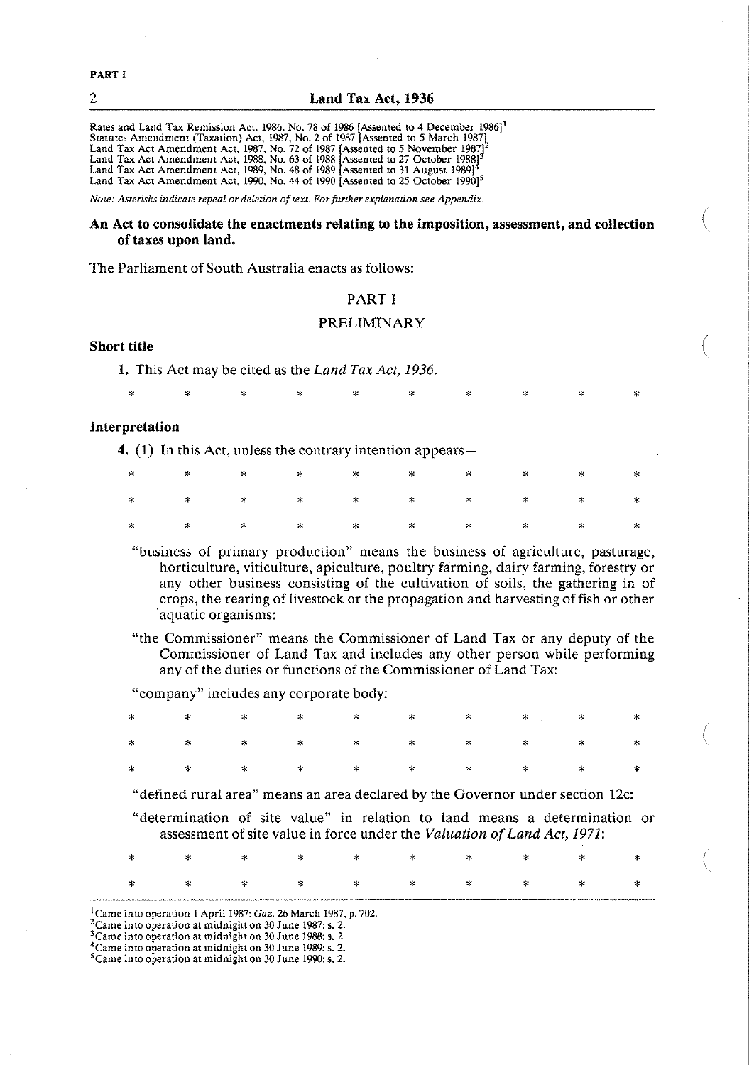Rates and Land Tax Remission Act, 1986, No. 78 of 1986 [Assented to 4 December 1986][1]
Statutes Amendment (Taxation) Act, 1987, No. 2 of 1987 [Assented to 5 March 1987]
Land Tax Act Amendment Act, 1987, No. 72 of 1987 [Assented to 5 November 1987][2]
Land Tax Act Amendment Act, 1988, No. 63 of 1988 [Assented to 27 October 1988][3]
Land Tax Act Amendment Act, 1989, No. 48 of 1989 [Assented to 31 August 1989][4]
Land Tax Act Amendment Act, 1990, No. 44 of 1990 [Assented to 25 October 1990][5]

*Note: Asterisks indicate repeal or deletion of text. For further explanation see Appendix.*

**An Act to consolidate the enactments relating to the imposition, assessment, and collection of taxes upon land.**

The Parliament of South Australia enacts as follows:

## PART I

## PRELIMINARY

**Short title**

**1.** This Act may be cited as the *Land Tax Act, 1936*.

\* \* \* \* \* \* \* \* \* \*

**Interpretation**

**4.** (1) In this Act, unless the contrary intention appears—

\* \* \* \* \* \* \* \* \* \*

\* \* \* \* \* \* \* \* \* \*

\* \* \* \* \* \* \* \* \* \*

"business of primary production" means the business of agriculture, pasturage, horticulture, viticulture, apiculture, poultry farming, dairy farming, forestry or any other business consisting of the cultivation of soils, the gathering in of crops, the rearing of livestock or the propagation and harvesting of fish or other aquatic organisms:

"the Commissioner" means the Commissioner of Land Tax or any deputy of the Commissioner of Land Tax and includes any other person while performing any of the duties or functions of the Commissioner of Land Tax:

"company" includes any corporate body:

\* \* \* \* \* \* \* \* \* \*

\* \* \* \* \* \* \* \* \* \*

\* \* \* \* \* \* \* \* \* \*

"defined rural area" means an area declared by the Governor under section 12c:

"determination of site value" in relation to land means a determination or assessment of site value in force under the *Valuation of Land Act, 1971*:

\* \* \* \* \* \* \* \* \* \*

\* \* \* \* \* \* \* \* \* \*

---

[1] Came into operation 1 April 1987: *Gaz.* 26 March 1987, p. 702.
[2] Came into operation at midnight on 30 June 1987: s. 2.
[3] Came into operation at midnight on 30 June 1988: s. 2.
[4] Came into operation at midnight on 30 June 1989: s. 2.
[5] Came into operation at midnight on 30 June 1990: s. 2.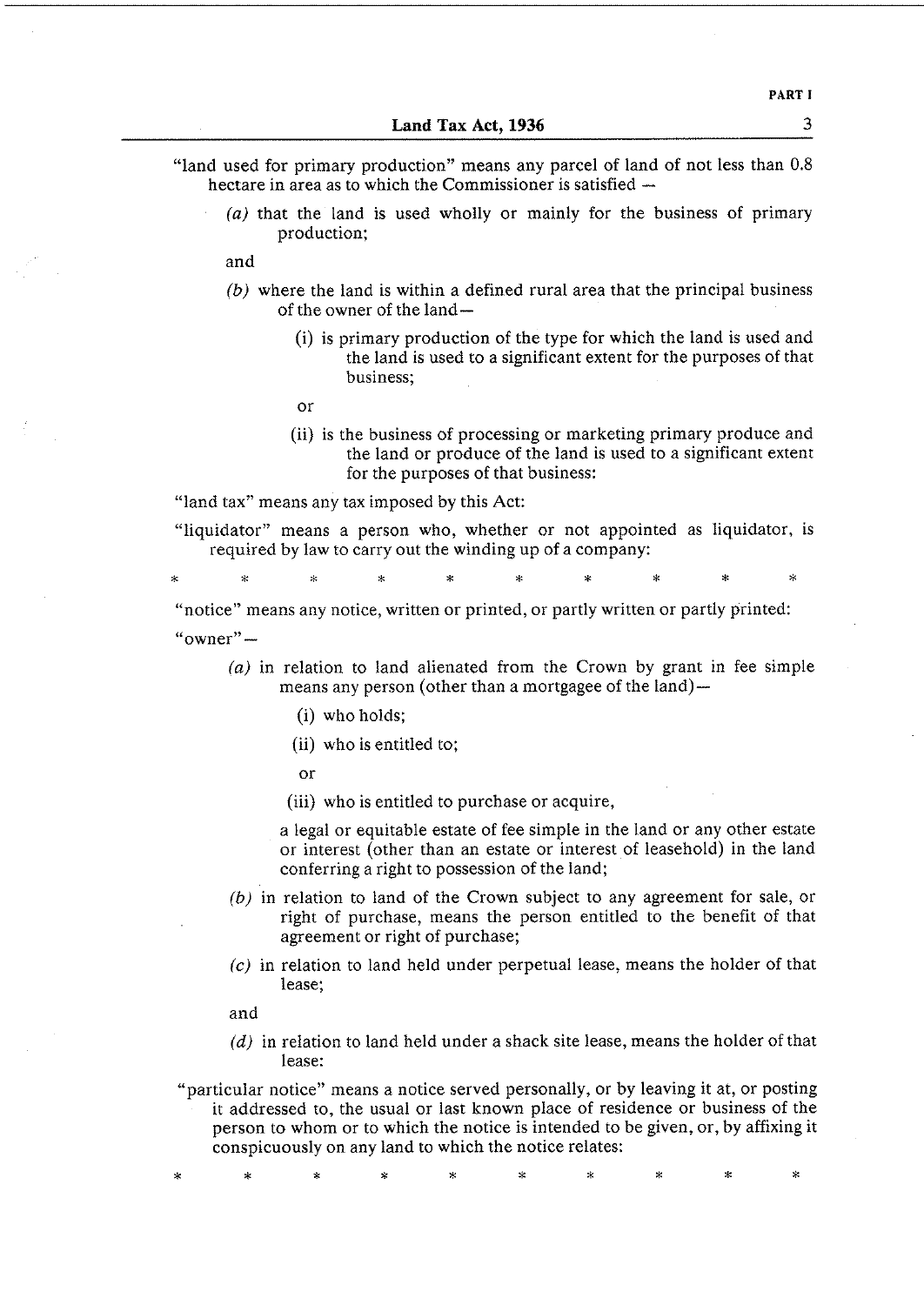"land used for primary production" means any parcel of land of not less than 0.8 hectare in area as to which the Commissioner is satisfied —

*(a)* that the land is used wholly or mainly for the business of primary production;

and

*(b)* where the land is within a defined rural area that the principal business of the owner of the land—

(i) is primary production of the type for which the land is used and the land is used to a significant extent for the purposes of that business;

or

(ii) is the business of processing or marketing primary produce and the land or produce of the land is used to a significant extent for the purposes of that business:

"land tax" means any tax imposed by this Act:

"liquidator" means a person who, whether or not appointed as liquidator, is required by law to carry out the winding up of a company:

\* \* \* \* \* \* \* \* \* \*

"notice" means any notice, written or printed, or partly written or partly printed:

"owner"—

*(a)* in relation to land alienated from the Crown by grant in fee simple means any person (other than a mortgagee of the land)—

(i) who holds;

(ii) who is entitled to;

or

(iii) who is entitled to purchase or acquire,

a legal or equitable estate of fee simple in the land or any other estate or interest (other than an estate or interest of leasehold) in the land conferring a right to possession of the land;

*(b)* in relation to land of the Crown subject to any agreement for sale, or right of purchase, means the person entitled to the benefit of that agreement or right of purchase;

*(c)* in relation to land held under perpetual lease, means the holder of that lease;

and

*(d)* in relation to land held under a shack site lease, means the holder of that lease:

"particular notice" means a notice served personally, or by leaving it at, or posting it addressed to, the usual or last known place of residence or business of the person to whom or to which the notice is intended to be given, or, by affixing it conspicuously on any land to which the notice relates:

\* \* \* \* \* \* \* \* \* \*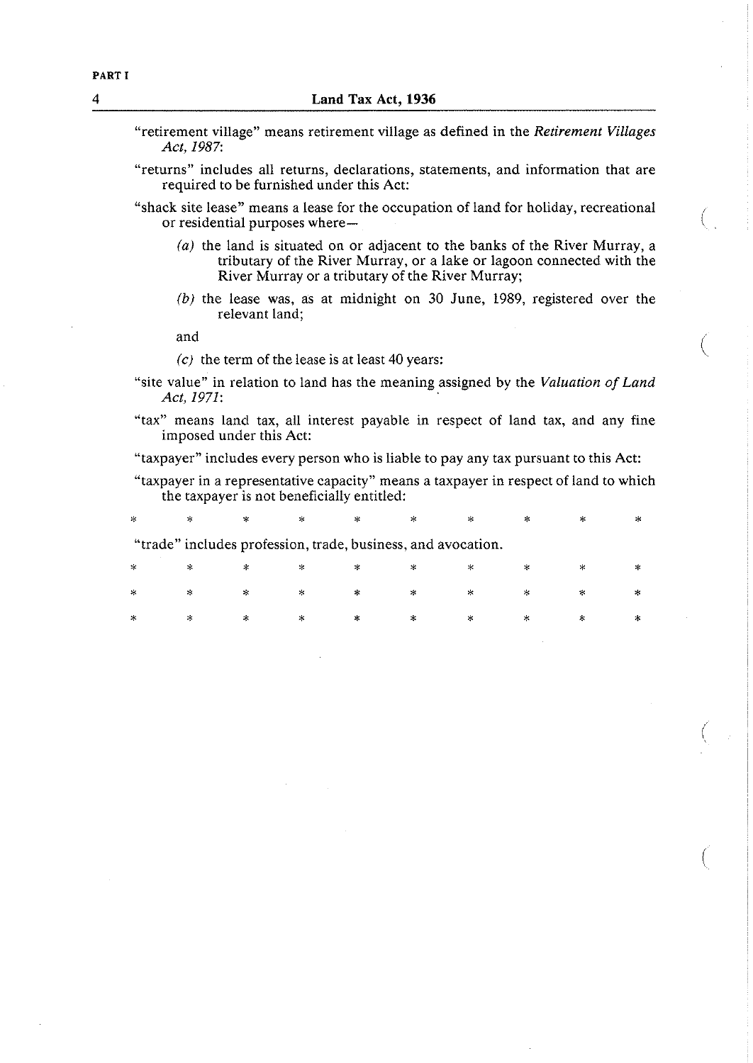"retirement village" means retirement village as defined in the *Retirement Villages Act, 1987*:

"returns" includes all returns, declarations, statements, and information that are required to be furnished under this Act:

"shack site lease" means a lease for the occupation of land for holiday, recreational or residential purposes where—

> *(a)* the land is situated on or adjacent to the banks of the River Murray, a tributary of the River Murray, or a lake or lagoon connected with the River Murray or a tributary of the River Murray;
>
> *(b)* the lease was, as at midnight on 30 June, 1989, registered over the relevant land;
>
> and
>
> *(c)* the term of the lease is at least 40 years:

"site value" in relation to land has the meaning assigned by the *Valuation of Land Act, 1971*:

"tax" means land tax, all interest payable in respect of land tax, and any fine imposed under this Act:

"taxpayer" includes every person who is liable to pay any tax pursuant to this Act:

"taxpayer in a representative capacity" means a taxpayer in respect of land to which the taxpayer is not beneficially entitled:

\* \* \* \* \* \* \* \* \* \*

"trade" includes profession, trade, business, and avocation.

\* \* \* \* \* \* \* \* \* \*

\* \* \* \* \* \* \* \* \* \*

\* \* \* \* \* \* \* \* \* \*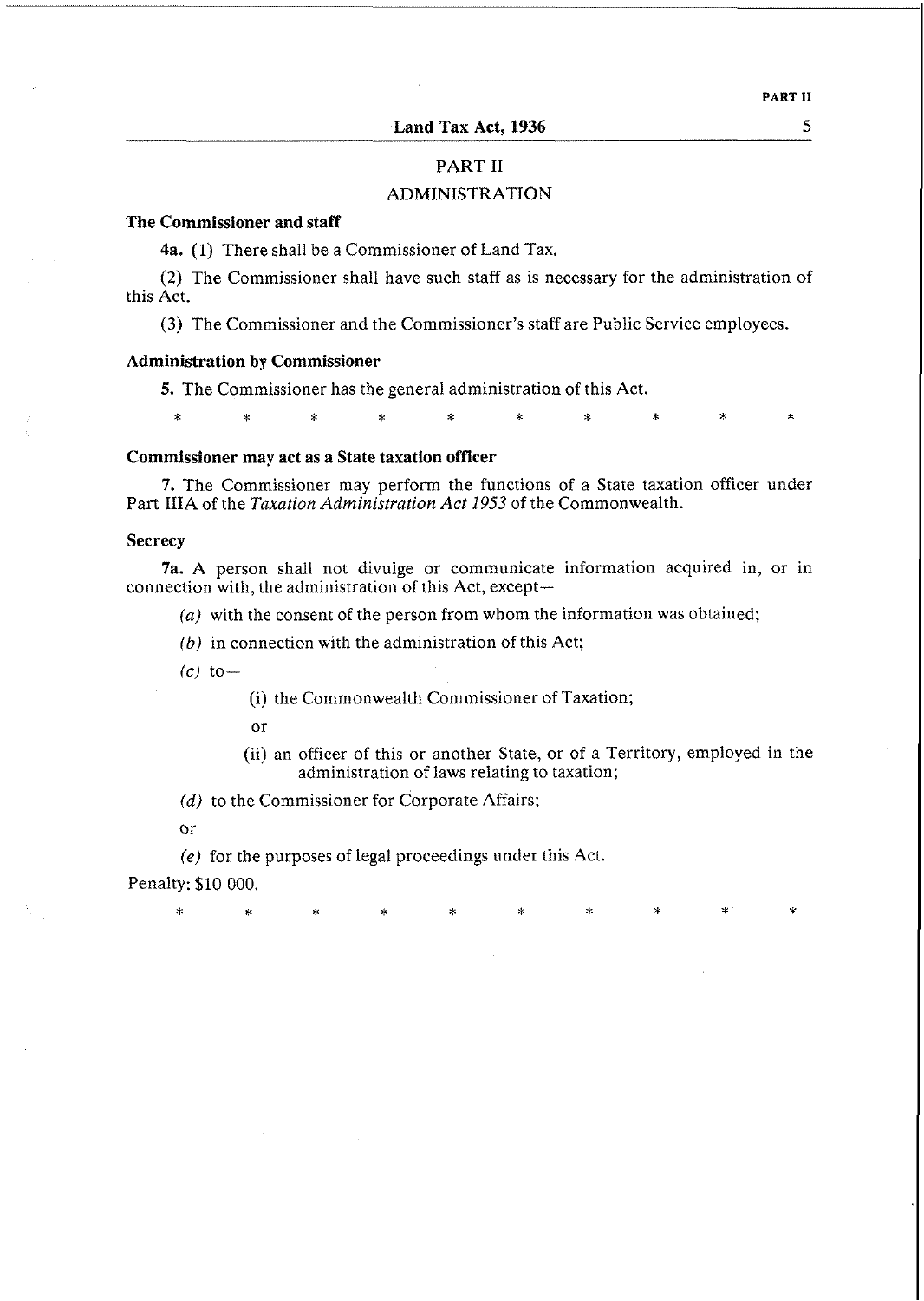## PART II

## ADMINISTRATION

**The Commissioner and staff**

**4a.** (1) There shall be a Commissioner of Land Tax.

(2) The Commissioner shall have such staff as is necessary for the administration of this Act.

(3) The Commissioner and the Commissioner's staff are Public Service employees.

**Administration by Commissioner**

**5.** The Commissioner has the general administration of this Act.

\* \* \* \* \* \* \* \* \* \*

**Commissioner may act as a State taxation officer**

**7.** The Commissioner may perform the functions of a State taxation officer under Part IIIA of the *Taxation Administration Act 1953* of the Commonwealth.

**Secrecy**

**7a.** A person shall not divulge or communicate information acquired in, or in connection with, the administration of this Act, except—

*(a)* with the consent of the person from whom the information was obtained;

*(b)* in connection with the administration of this Act;

*(c)* to—

(i) the Commonwealth Commissioner of Taxation;

or

(ii) an officer of this or another State, or of a Territory, employed in the administration of laws relating to taxation;

*(d)* to the Commissioner for Corporate Affairs;

or

*(e)* for the purposes of legal proceedings under this Act.

Penalty: $10 000.

\* \* \* \* \* \* \* \* \* \*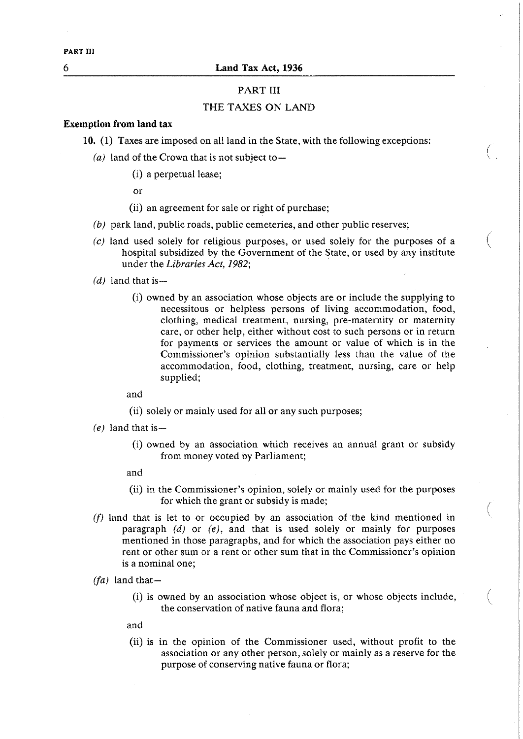## PART III

## THE TAXES ON LAND

**Exemption from land tax**

**10.** (1) Taxes are imposed on all land in the State, with the following exceptions:

*(a)* land of the Crown that is not subject to—

(i) a perpetual lease;

or

(ii) an agreement for sale or right of purchase;

*(b)* park land, public roads, public cemeteries, and other public reserves;

*(c)* land used solely for religious purposes, or used solely for the purposes of a hospital subsidized by the Government of the State, or used by any institute under the *Libraries Act, 1982*;

*(d)* land that is—

(i) owned by an association whose objects are or include the supplying to necessitous or helpless persons of living accommodation, food, clothing, medical treatment, nursing, pre-maternity or maternity care, or other help, either without cost to such persons or in return for payments or services the amount or value of which is in the Commissioner's opinion substantially less than the value of the accommodation, food, clothing, treatment, nursing, care or help supplied;

and

(ii) solely or mainly used for all or any such purposes;

*(e)* land that is—

(i) owned by an association which receives an annual grant or subsidy from money voted by Parliament;

and

(ii) in the Commissioner's opinion, solely or mainly used for the purposes for which the grant or subsidy is made;

*(f)* land that is let to or occupied by an association of the kind mentioned in paragraph *(d)* or *(e)*, and that is used solely or mainly for purposes mentioned in those paragraphs, and for which the association pays either no rent or other sum or a rent or other sum that in the Commissioner's opinion is a nominal one;

*(fa)* land that—

(i) is owned by an association whose object is, or whose objects include, the conservation of native fauna and flora;

and

(ii) is in the opinion of the Commissioner used, without profit to the association or any other person, solely or mainly as a reserve for the purpose of conserving native fauna or flora;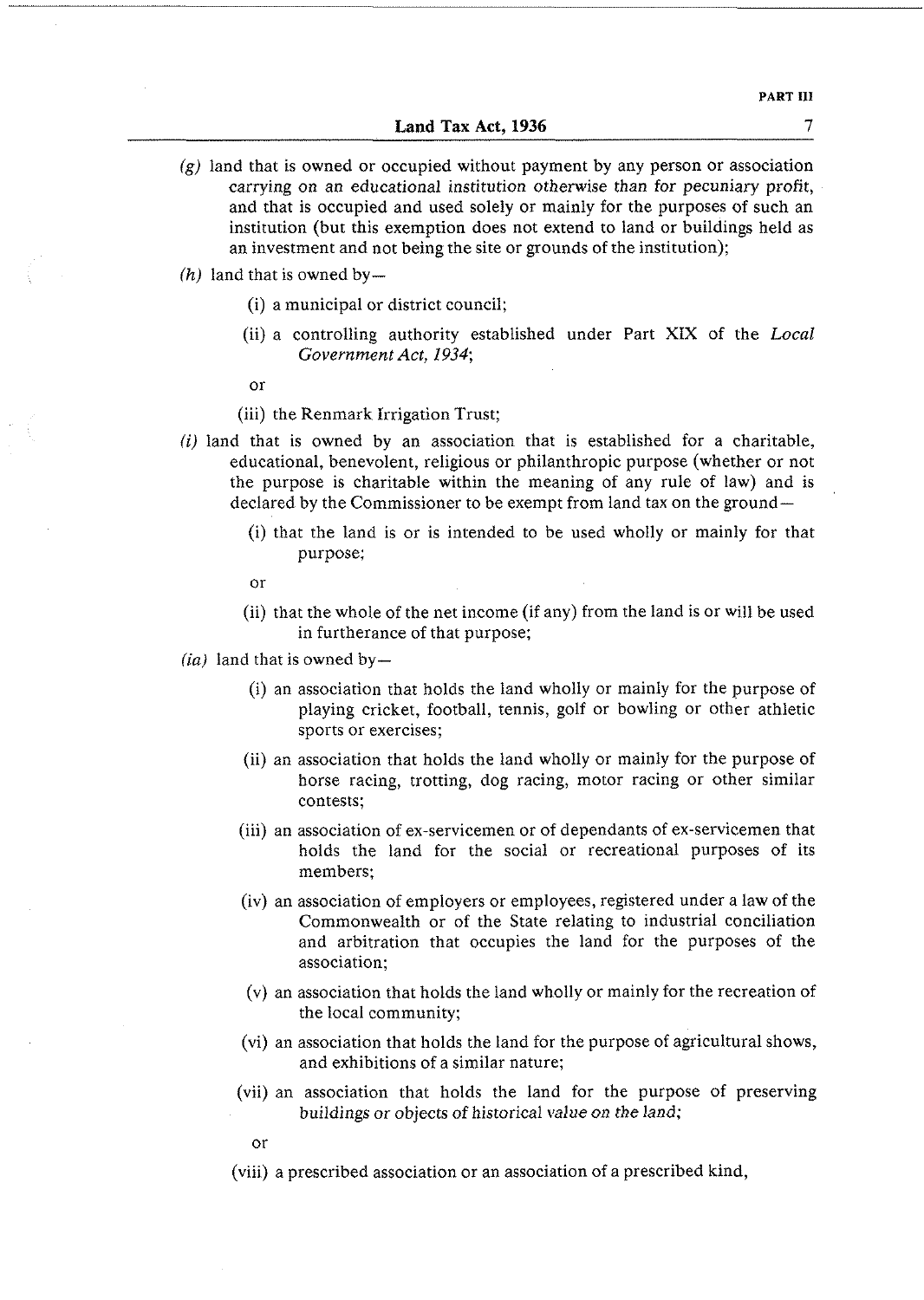(*g*) land that is owned or occupied without payment by any person or association carrying on an educational institution otherwise than for pecuniary profit, and that is occupied and used solely or mainly for the purposes of such an institution (but this exemption does not extend to land or buildings held as an investment and not being the site or grounds of the institution);

(*h*) land that is owned by—

(i) a municipal or district council;

(ii) a controlling authority established under Part XIX of the *Local Government Act, 1934*;

or

(iii) the Renmark Irrigation Trust;

(*i*) land that is owned by an association that is established for a charitable, educational, benevolent, religious or philanthropic purpose (whether or not the purpose is charitable within the meaning of any rule of law) and is declared by the Commissioner to be exempt from land tax on the ground—

(i) that the land is or is intended to be used wholly or mainly for that purpose;

or

(ii) that the whole of the net income (if any) from the land is or will be used in furtherance of that purpose;

(*ia*) land that is owned by—

(i) an association that holds the land wholly or mainly for the purpose of playing cricket, football, tennis, golf or bowling or other athletic sports or exercises;

(ii) an association that holds the land wholly or mainly for the purpose of horse racing, trotting, dog racing, motor racing or other similar contests;

(iii) an association of ex-servicemen or of dependants of ex-servicemen that holds the land for the social or recreational purposes of its members;

(iv) an association of employers or employees, registered under a law of the Commonwealth or of the State relating to industrial conciliation and arbitration that occupies the land for the purposes of the association;

(v) an association that holds the land wholly or mainly for the recreation of the local community;

(vi) an association that holds the land for the purpose of agricultural shows, and exhibitions of a similar nature;

(vii) an association that holds the land for the purpose of preserving buildings or objects of historical value on the land;

or

(viii) a prescribed association or an association of a prescribed kind,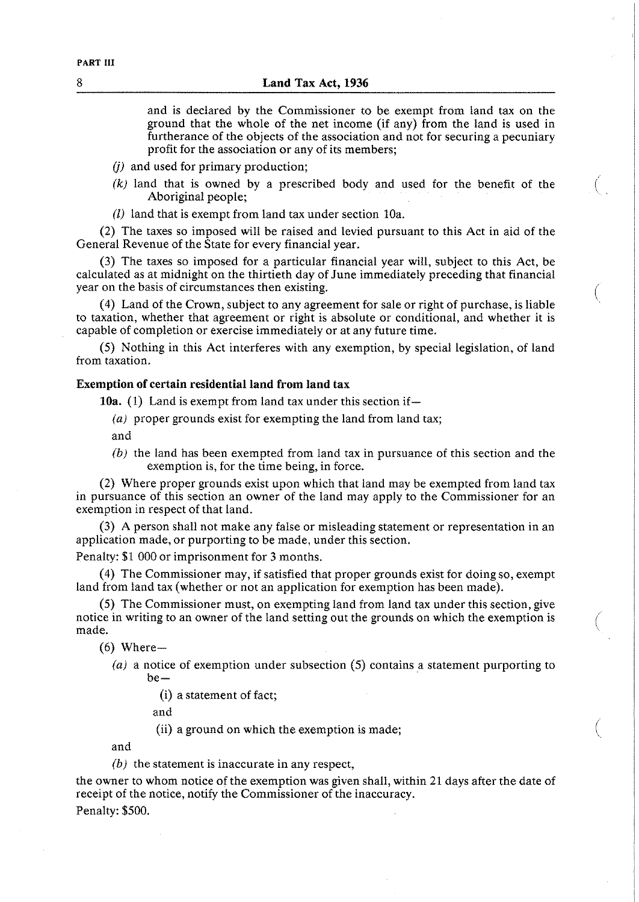and is declared by the Commissioner to be exempt from land tax on the ground that the whole of the net income (if any) from the land is used in furtherance of the objects of the association and not for securing a pecuniary profit for the association or any of its members;

*(j)* and used for primary production;

*(k)* land that is owned by a prescribed body and used for the benefit of the Aboriginal people;

*(l)* land that is exempt from land tax under section 10a.

(2) The taxes so imposed will be raised and levied pursuant to this Act in aid of the General Revenue of the State for every financial year.

(3) The taxes so imposed for a particular financial year will, subject to this Act, be calculated as at midnight on the thirtieth day of June immediately preceding that financial year on the basis of circumstances then existing.

(4) Land of the Crown, subject to any agreement for sale or right of purchase, is liable to taxation, whether that agreement or right is absolute or conditional, and whether it is capable of completion or exercise immediately or at any future time.

(5) Nothing in this Act interferes with any exemption, by special legislation, of land from taxation.

**Exemption of certain residential land from land tax**

**10a.** (1) Land is exempt from land tax under this section if—

*(a)* proper grounds exist for exempting the land from land tax;

and

*(b)* the land has been exempted from land tax in pursuance of this section and the exemption is, for the time being, in force.

(2) Where proper grounds exist upon which that land may be exempted from land tax in pursuance of this section an owner of the land may apply to the Commissioner for an exemption in respect of that land.

(3) A person shall not make any false or misleading statement or representation in an application made, or purporting to be made, under this section.

Penalty: $1 000 or imprisonment for 3 months.

(4) The Commissioner may, if satisfied that proper grounds exist for doing so, exempt land from land tax (whether or not an application for exemption has been made).

(5) The Commissioner must, on exempting land from land tax under this section, give notice in writing to an owner of the land setting out the grounds on which the exemption is made.

(6) Where—

*(a)* a notice of exemption under subsection (5) contains a statement purporting to be—

(i) a statement of fact;

and

(ii) a ground on which the exemption is made;

and

*(b)* the statement is inaccurate in any respect,

the owner to whom notice of the exemption was given shall, within 21 days after the date of receipt of the notice, notify the Commissioner of the inaccuracy.

Penalty: $500.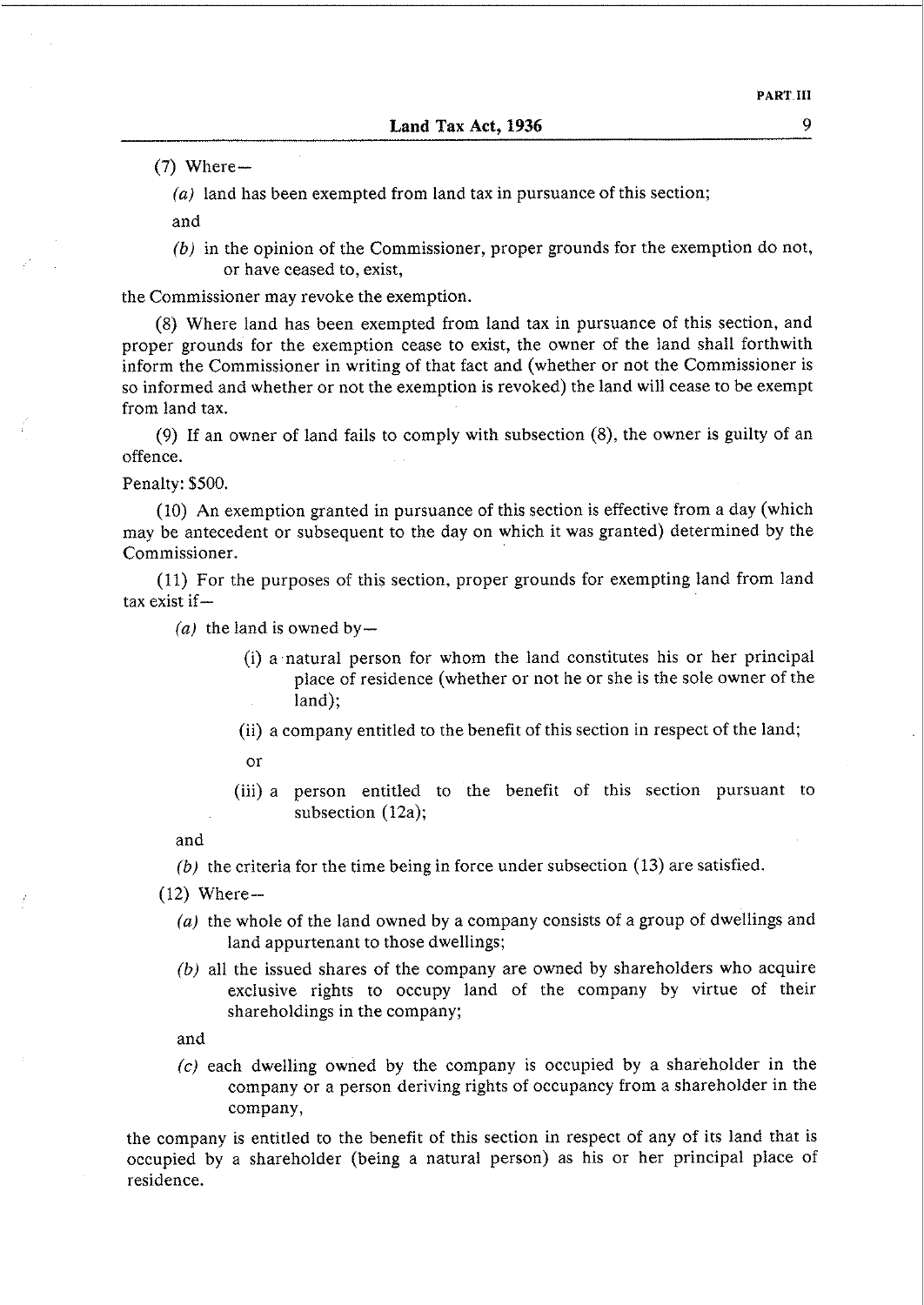(7) Where—

*(a)* land has been exempted from land tax in pursuance of this section;

and

*(b)* in the opinion of the Commissioner, proper grounds for the exemption do not, or have ceased to, exist,

the Commissioner may revoke the exemption.

(8) Where land has been exempted from land tax in pursuance of this section, and proper grounds for the exemption cease to exist, the owner of the land shall forthwith inform the Commissioner in writing of that fact and (whether or not the Commissioner is so informed and whether or not the exemption is revoked) the land will cease to be exempt from land tax.

(9) If an owner of land fails to comply with subsection (8), the owner is guilty of an offence.

Penalty: $500.

(10) An exemption granted in pursuance of this section is effective from a day (which may be antecedent or subsequent to the day on which it was granted) determined by the Commissioner.

(11) For the purposes of this section, proper grounds for exempting land from land tax exist if—

*(a)* the land is owned by—

(i) a natural person for whom the land constitutes his or her principal place of residence (whether or not he or she is the sole owner of the land);

(ii) a company entitled to the benefit of this section in respect of the land;

or

(iii) a person entitled to the benefit of this section pursuant to subsection (12a);

and

*(b)* the criteria for the time being in force under subsection (13) are satisfied.

(12) Where—

*(a)* the whole of the land owned by a company consists of a group of dwellings and land appurtenant to those dwellings;

*(b)* all the issued shares of the company are owned by shareholders who acquire exclusive rights to occupy land of the company by virtue of their shareholdings in the company;

and

*(c)* each dwelling owned by the company is occupied by a shareholder in the company or a person deriving rights of occupancy from a shareholder in the company,

the company is entitled to the benefit of this section in respect of any of its land that is occupied by a shareholder (being a natural person) as his or her principal place of residence.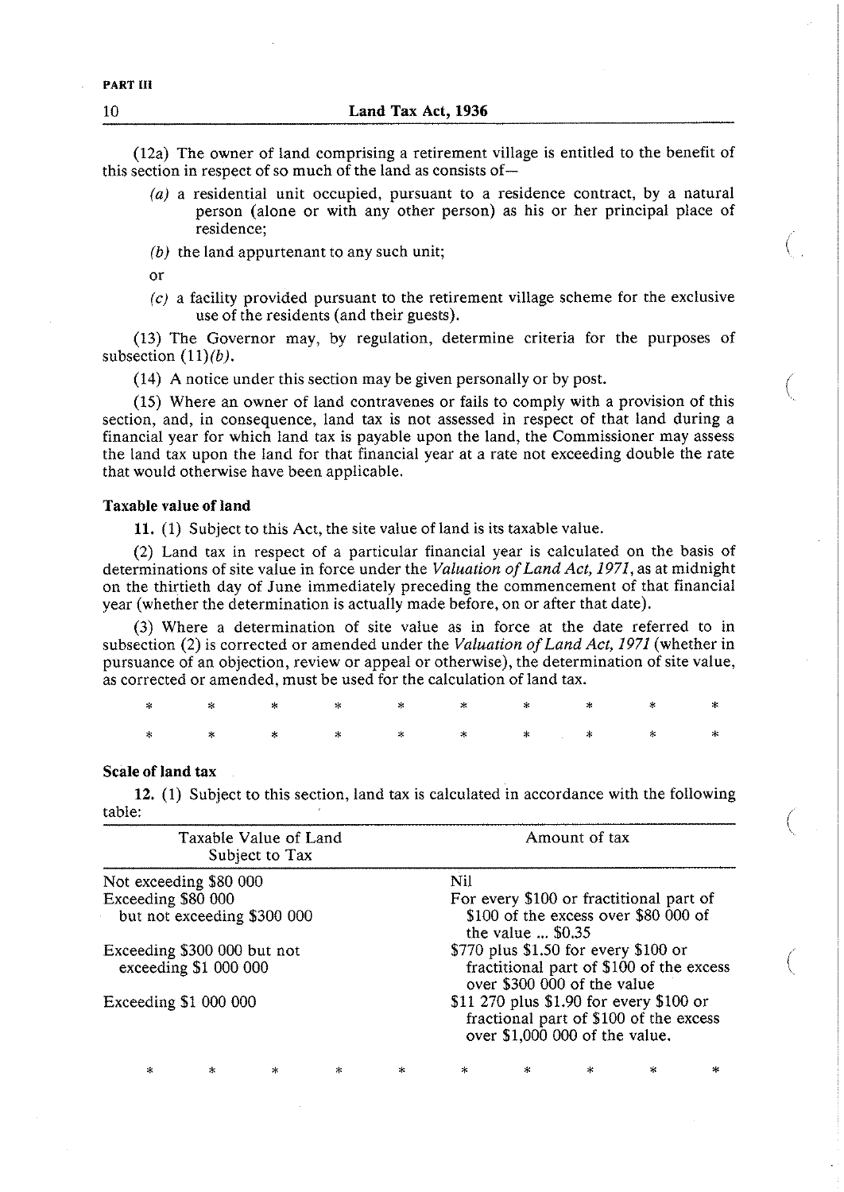(12a) The owner of land comprising a retirement village is entitled to the benefit of this section in respect of so much of the land as consists of—

*(a)* a residential unit occupied, pursuant to a residence contract, by a natural person (alone or with any other person) as his or her principal place of residence;

*(b)* the land appurtenant to any such unit;

or

*(c)* a facility provided pursuant to the retirement village scheme for the exclusive use of the residents (and their guests).

(13) The Governor may, by regulation, determine criteria for the purposes of subsection (11)*(b)*.

(14) A notice under this section may be given personally or by post.

(15) Where an owner of land contravenes or fails to comply with a provision of this section, and, in consequence, land tax is not assessed in respect of that land during a financial year for which land tax is payable upon the land, the Commissioner may assess the land tax upon the land for that financial year at a rate not exceeding double the rate that would otherwise have been applicable.

**Taxable value of land**

**11.** (1) Subject to this Act, the site value of land is its taxable value.

(2) Land tax in respect of a particular financial year is calculated on the basis of determinations of site value in force under the *Valuation of Land Act, 1971*, as at midnight on the thirtieth day of June immediately preceding the commencement of that financial year (whether the determination is actually made before, on or after that date).

(3) Where a determination of site value as in force at the date referred to in subsection (2) is corrected or amended under the *Valuation of Land Act, 1971* (whether in pursuance of an objection, review or appeal or otherwise), the determination of site value, as corrected or amended, must be used for the calculation of land tax.

\* \* \* \* \* \* \* \* \* \*

\* \* \* \* \* \* \* \* \* \*

**Scale of land tax**

**12.** (1) Subject to this section, land tax is calculated in accordance with the following table:

| Taxable Value of Land Subject to Tax | Amount of tax |
|---|---|
| Not exceeding $80 000 | Nil |
| Exceeding $80 000 but not exceeding $300 000 | For every $100 or fractitional part of $100 of the excess over $80 000 of the value ... $0.35 |
| Exceeding $300 000 but not exceeding $1 000 000 | $770 plus $1.50 for every $100 or fractitional part of $100 of the excess over $300 000 of the value |
| Exceeding $1 000 000 | $11 270 plus $1.90 for every $100 or fractional part of $100 of the excess over $1,000 000 of the value. |

\* \* \* \* \* \* \* \* \* \*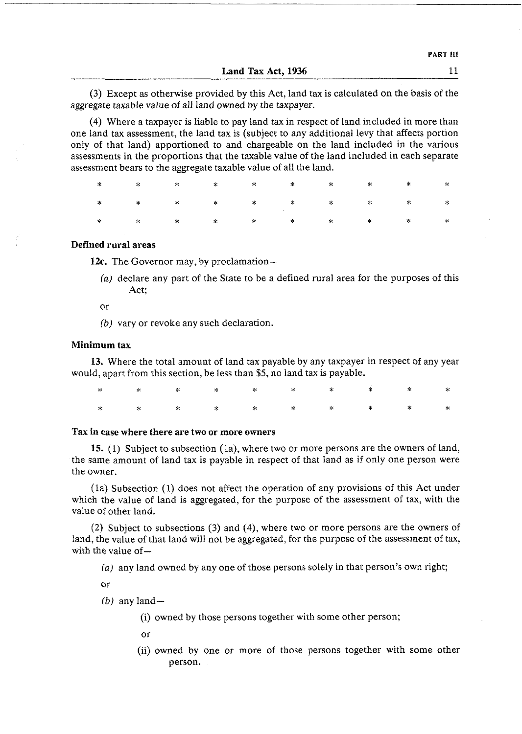(3) Except as otherwise provided by this Act, land tax is calculated on the basis of the aggregate taxable value of all land owned by the taxpayer.

(4) Where a taxpayer is liable to pay land tax in respect of land included in more than one land tax assessment, the land tax is (subject to any additional levy that affects portion only of that land) apportioned to and chargeable on the land included in the various assessments in the proportions that the taxable value of the land included in each separate assessment bears to the aggregate taxable value of all the land.

\* \* \* \* \* \* \* \* \* \*

\* \* \* \* \* \* \* \* \* \*

\* \* \* \* \* \* \* \* \* \*

**Defined rural areas**

**12c.** The Governor may, by proclamation—

*(a)* declare any part of the State to be a defined rural area for the purposes of this Act;

or

*(b)* vary or revoke any such declaration.

**Minimum tax**

**13.** Where the total amount of land tax payable by any taxpayer in respect of any year would, apart from this section, be less than $5, no land tax is payable.

\* \* \* \* \* \* \* \* \* \*

\* \* \* \* \* \* \* \* \* \*

**Tax in case where there are two or more owners**

**15.** (1) Subject to subsection (1a), where two or more persons are the owners of land, the same amount of land tax is payable in respect of that land as if only one person were the owner.

(1a) Subsection (1) does not affect the operation of any provisions of this Act under which the value of land is aggregated, for the purpose of the assessment of tax, with the value of other land.

(2) Subject to subsections (3) and (4), where two or more persons are the owners of land, the value of that land will not be aggregated, for the purpose of the assessment of tax, with the value of—

*(a)* any land owned by any one of those persons solely in that person's own right;

or

*(b)* any land—

(i) owned by those persons together with some other person;

or

(ii) owned by one or more of those persons together with some other person.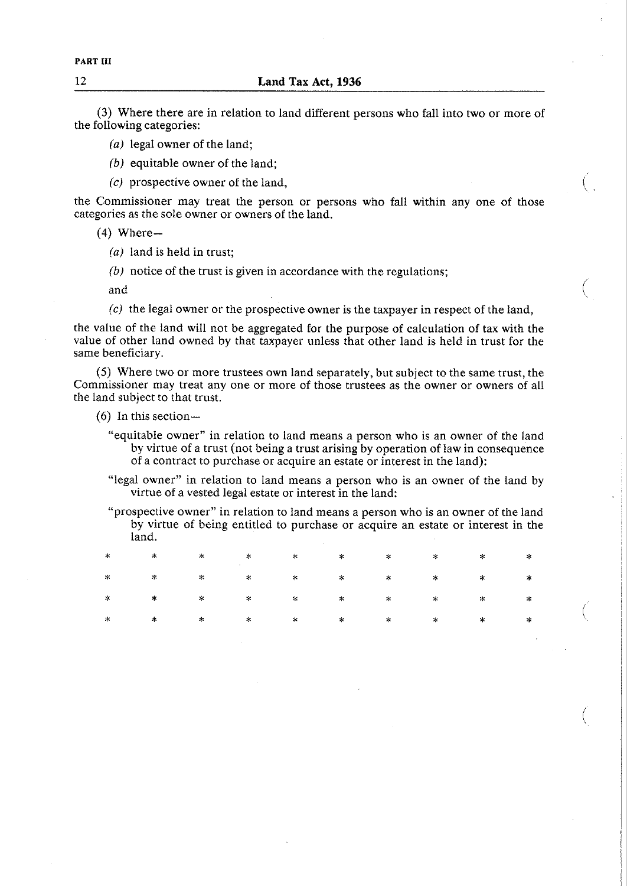(3) Where there are in relation to land different persons who fall into two or more of the following categories:

*(a)* legal owner of the land;

*(b)* equitable owner of the land;

*(c)* prospective owner of the land,

the Commissioner may treat the person or persons who fall within any one of those categories as the sole owner or owners of the land.

(4) Where—

*(a)* land is held in trust;

*(b)* notice of the trust is given in accordance with the regulations;

and

*(c)* the legal owner or the prospective owner is the taxpayer in respect of the land,

the value of the land will not be aggregated for the purpose of calculation of tax with the value of other land owned by that taxpayer unless that other land is held in trust for the same beneficiary.

(5) Where two or more trustees own land separately, but subject to the same trust, the Commissioner may treat any one or more of those trustees as the owner or owners of all the land subject to that trust.

(6) In this section—

"equitable owner" in relation to land means a person who is an owner of the land by virtue of a trust (not being a trust arising by operation of law in consequence of a contract to purchase or acquire an estate or interest in the land):

"legal owner" in relation to land means a person who is an owner of the land by virtue of a vested legal estate or interest in the land:

"prospective owner" in relation to land means a person who is an owner of the land by virtue of being entitled to purchase or acquire an estate or interest in the land.

\* \* \* \* \* \* \* \* \* \*

\* \* \* \* \* \* \* \* \* \*

\* \* \* \* \* \* \* \* \* \*

\* \* \* \* \* \* \* \* \* \*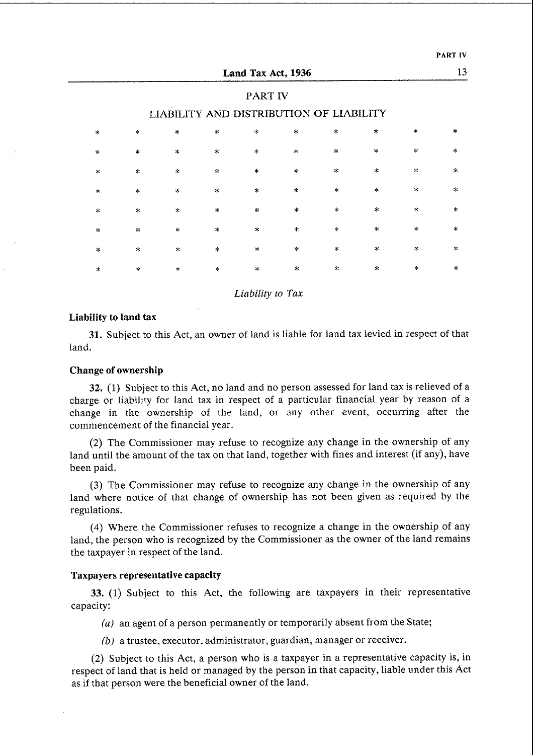## PART IV

## LIABILITY AND DISTRIBUTION OF LIABILITY

\* \* \* \* \* \* \* \* \* \*

\* \* \* \* \* \* \* \* \* \*

\* \* \* \* \* \* \* \* \* \*

\* \* \* \* \* \* \* \* \* \*

\* \* \* \* \* \* \* \* \* \*

\* \* \* \* \* \* \* \* \* \*

\* \* \* \* \* \* \* \* \* \*

\* \* \* \* \* \* \* \* \* \*

*Liability to Tax*

**Liability to land tax**

**31.** Subject to this Act, an owner of land is liable for land tax levied in respect of that land.

**Change of ownership**

**32.** (1) Subject to this Act, no land and no person assessed for land tax is relieved of a charge or liability for land tax in respect of a particular financial year by reason of a change in the ownership of the land, or any other event, occurring after the commencement of the financial year.

(2) The Commissioner may refuse to recognize any change in the ownership of any land until the amount of the tax on that land, together with fines and interest (if any), have been paid.

(3) The Commissioner may refuse to recognize any change in the ownership of any land where notice of that change of ownership has not been given as required by the regulations.

(4) Where the Commissioner refuses to recognize a change in the ownership of any land, the person who is recognized by the Commissioner as the owner of the land remains the taxpayer in respect of the land.

**Taxpayers representative capacity**

**33.** (1) Subject to this Act, the following are taxpayers in their representative capacity:

*(a)* an agent of a person permanently or temporarily absent from the State;

*(b)* a trustee, executor, administrator, guardian, manager or receiver.

(2) Subject to this Act, a person who is a taxpayer in a representative capacity is, in respect of land that is held or managed by the person in that capacity, liable under this Act as if that person were the beneficial owner of the land.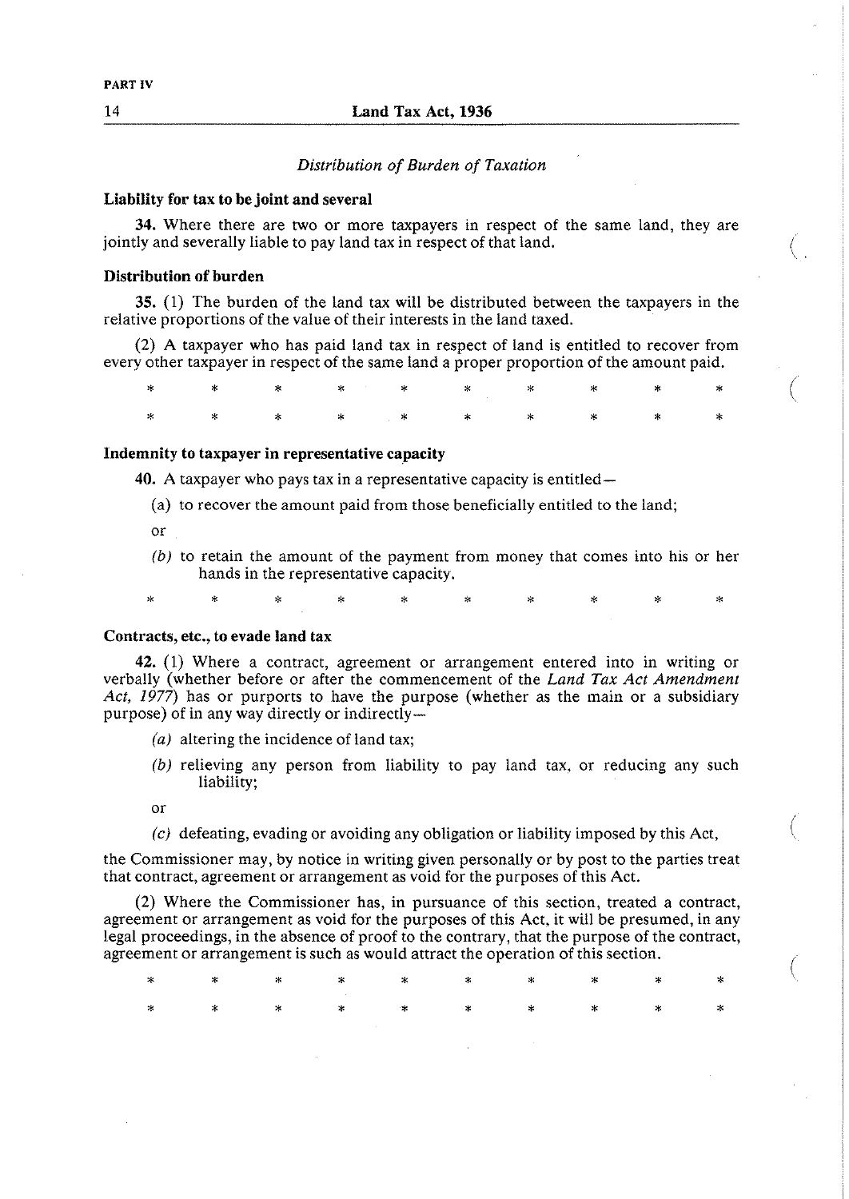PART IV

### *Distribution of Burden of Taxation*

**Liability for tax to be joint and several**

**34.** Where there are two or more taxpayers in respect of the same land, they are jointly and severally liable to pay land tax in respect of that land.

**Distribution of burden**

**35.** (1) The burden of the land tax will be distributed between the taxpayers in the relative proportions of the value of their interests in the land taxed.

(2) A taxpayer who has paid land tax in respect of land is entitled to recover from every other taxpayer in respect of the same land a proper proportion of the amount paid.

\* \* \* \* \* \* \* \* \* \*

\* \* \* \* \* \* \* \* \* \*

**Indemnity to taxpayer in representative capacity**

**40.** A taxpayer who pays tax in a representative capacity is entitled—

(a) to recover the amount paid from those beneficially entitled to the land;

or

*(b)* to retain the amount of the payment from money that comes into his or her hands in the representative capacity.

\* \* \* \* \* \* \* \* \* \*

**Contracts, etc., to evade land tax**

**42.** (1) Where a contract, agreement or arrangement entered into in writing or verbally (whether before or after the commencement of the *Land Tax Act Amendment Act, 1977*) has or purports to have the purpose (whether as the main or a subsidiary purpose) of in any way directly or indirectly—

*(a)* altering the incidence of land tax;

*(b)* relieving any person from liability to pay land tax, or reducing any such liability;

or

*(c)* defeating, evading or avoiding any obligation or liability imposed by this Act,

the Commissioner may, by notice in writing given personally or by post to the parties treat that contract, agreement or arrangement as void for the purposes of this Act.

(2) Where the Commissioner has, in pursuance of this section, treated a contract, agreement or arrangement as void for the purposes of this Act, it will be presumed, in any legal proceedings, in the absence of proof to the contrary, that the purpose of the contract, agreement or arrangement is such as would attract the operation of this section.

\* \* \* \* \* \* \* \* \* \*

\* \* \* \* \* \* \* \* \* \*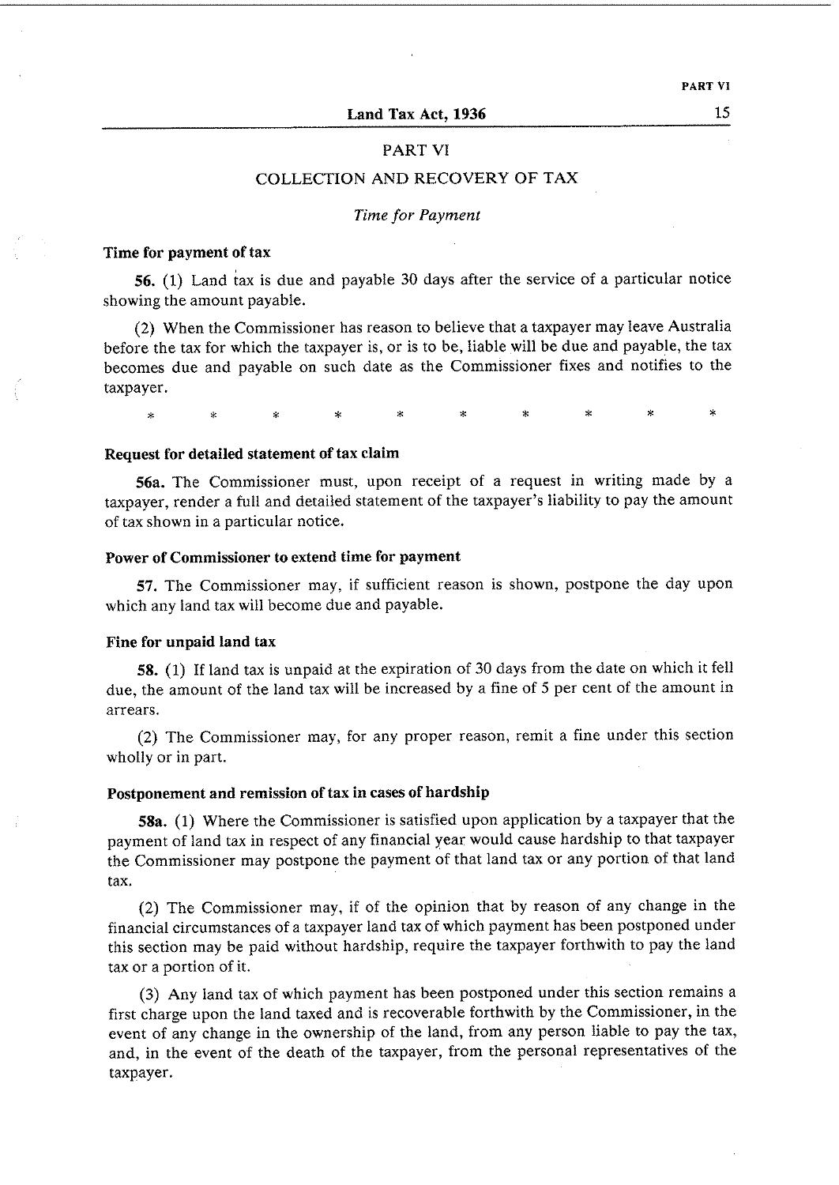## PART VI

## COLLECTION AND RECOVERY OF TAX

*Time for Payment*

**Time for payment of tax**

**56.** (1) Land tax is due and payable 30 days after the service of a particular notice showing the amount payable.

(2) When the Commissioner has reason to believe that a taxpayer may leave Australia before the tax for which the taxpayer is, or is to be, liable will be due and payable, the tax becomes due and payable on such date as the Commissioner fixes and notifies to the taxpayer.

\* \* \* \* \* \* \* \* \* \*

**Request for detailed statement of tax claim**

**56a.** The Commissioner must, upon receipt of a request in writing made by a taxpayer, render a full and detailed statement of the taxpayer's liability to pay the amount of tax shown in a particular notice.

**Power of Commissioner to extend time for payment**

**57.** The Commissioner may, if sufficient reason is shown, postpone the day upon which any land tax will become due and payable.

**Fine for unpaid land tax**

**58.** (1) If land tax is unpaid at the expiration of 30 days from the date on which it fell due, the amount of the land tax will be increased by a fine of 5 per cent of the amount in arrears.

(2) The Commissioner may, for any proper reason, remit a fine under this section wholly or in part.

**Postponement and remission of tax in cases of hardship**

**58a.** (1) Where the Commissioner is satisfied upon application by a taxpayer that the payment of land tax in respect of any financial year would cause hardship to that taxpayer the Commissioner may postpone the payment of that land tax or any portion of that land tax.

(2) The Commissioner may, if of the opinion that by reason of any change in the financial circumstances of a taxpayer land tax of which payment has been postponed under this section may be paid without hardship, require the taxpayer forthwith to pay the land tax or a portion of it.

(3) Any land tax of which payment has been postponed under this section remains a first charge upon the land taxed and is recoverable forthwith by the Commissioner, in the event of any change in the ownership of the land, from any person liable to pay the tax, and, in the event of the death of the taxpayer, from the personal representatives of the taxpayer.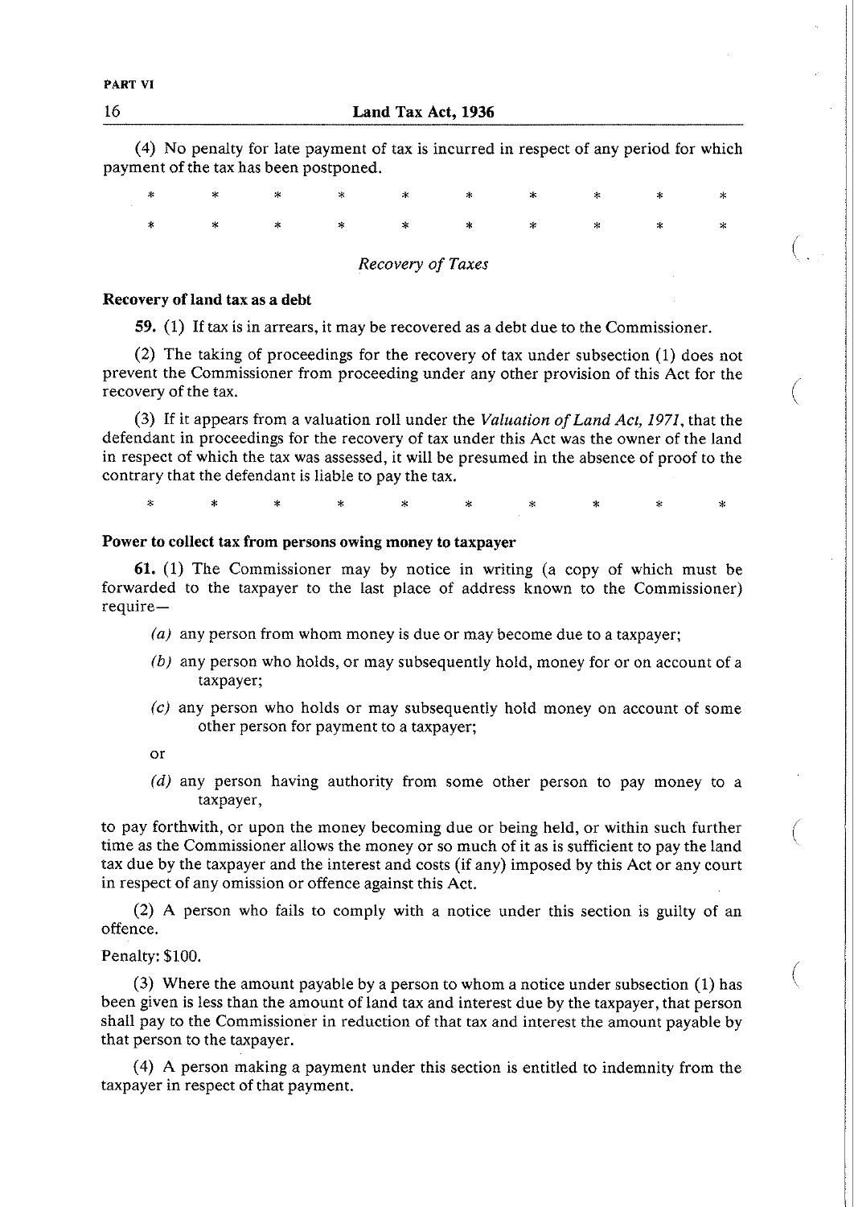(4) No penalty for late payment of tax is incurred in respect of any period for which payment of the tax has been postponed.

\* \* \* \* \* \* \* \* \* \*

\* \* \* \* \* \* \* \* \* \*

*Recovery of Taxes*

**Recovery of land tax as a debt**

**59.** (1) If tax is in arrears, it may be recovered as a debt due to the Commissioner.

(2) The taking of proceedings for the recovery of tax under subsection (1) does not prevent the Commissioner from proceeding under any other provision of this Act for the recovery of the tax.

(3) If it appears from a valuation roll under the *Valuation of Land Act, 1971*, that the defendant in proceedings for the recovery of tax under this Act was the owner of the land in respect of which the tax was assessed, it will be presumed in the absence of proof to the contrary that the defendant is liable to pay the tax.

\* \* \* \* \* \* \* \* \* \*

**Power to collect tax from persons owing money to taxpayer**

**61.** (1) The Commissioner may by notice in writing (a copy of which must be forwarded to the taxpayer to the last place of address known to the Commissioner) require—

*(a)* any person from whom money is due or may become due to a taxpayer;

*(b)* any person who holds, or may subsequently hold, money for or on account of a taxpayer;

*(c)* any person who holds or may subsequently hold money on account of some other person for payment to a taxpayer;

or

*(d)* any person having authority from some other person to pay money to a taxpayer,

to pay forthwith, or upon the money becoming due or being held, or within such further time as the Commissioner allows the money or so much of it as is sufficient to pay the land tax due by the taxpayer and the interest and costs (if any) imposed by this Act or any court in respect of any omission or offence against this Act.

(2) A person who fails to comply with a notice under this section is guilty of an offence.

Penalty: $100.

(3) Where the amount payable by a person to whom a notice under subsection (1) has been given is less than the amount of land tax and interest due by the taxpayer, that person shall pay to the Commissioner in reduction of that tax and interest the amount payable by that person to the taxpayer.

(4) A person making a payment under this section is entitled to indemnity from the taxpayer in respect of that payment.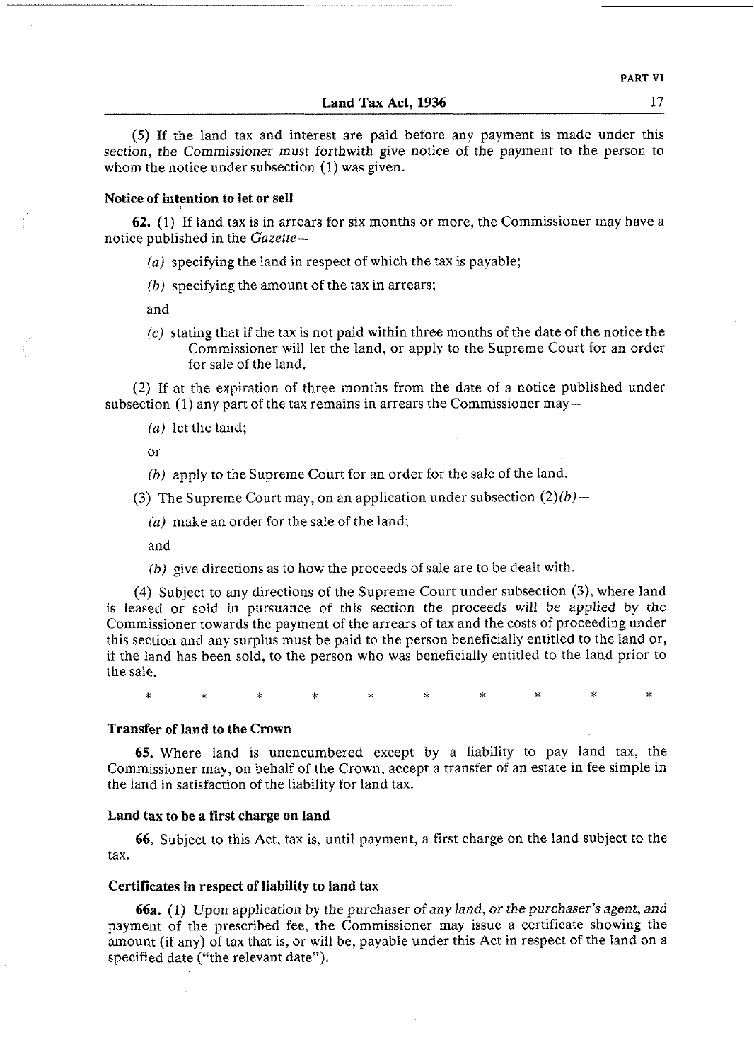(5) If the land tax and interest are paid before any payment is made under this section, the Commissioner must forthwith give notice of the payment to the person to whom the notice under subsection (1) was given.

**Notice of intention to let or sell**

**62.** (1) If land tax is in arrears for six months or more, the Commissioner may have a notice published in the *Gazette*—

*(a)* specifying the land in respect of which the tax is payable;

*(b)* specifying the amount of the tax in arrears;

and

*(c)* stating that if the tax is not paid within three months of the date of the notice the Commissioner will let the land, or apply to the Supreme Court for an order for sale of the land.

(2) If at the expiration of three months from the date of a notice published under subsection (1) any part of the tax remains in arrears the Commissioner may—

*(a)* let the land;

or

*(b)* apply to the Supreme Court for an order for the sale of the land.

(3) The Supreme Court may, on an application under subsection (2)*(b)*—

*(a)* make an order for the sale of the land;

and

*(b)* give directions as to how the proceeds of sale are to be dealt with.

(4) Subject to any directions of the Supreme Court under subsection (3), where land is leased or sold in pursuance of this section the proceeds will be applied by the Commissioner towards the payment of the arrears of tax and the costs of proceeding under this section and any surplus must be paid to the person beneficially entitled to the land or, if the land has been sold, to the person who was beneficially entitled to the land prior to the sale.

\* \* \* \* \* \* \* \* \* \*

**Transfer of land to the Crown**

**65.** Where land is unencumbered except by a liability to pay land tax, the Commissioner may, on behalf of the Crown, accept a transfer of an estate in fee simple in the land in satisfaction of the liability for land tax.

**Land tax to be a first charge on land**

**66.** Subject to this Act, tax is, until payment, a first charge on the land subject to the tax.

**Certificates in respect of liability to land tax**

**66a.** (1) Upon application by the purchaser of any land, or the purchaser's agent, and payment of the prescribed fee, the Commissioner may issue a certificate showing the amount (if any) of tax that is, or will be, payable under this Act in respect of the land on a specified date ("the relevant date").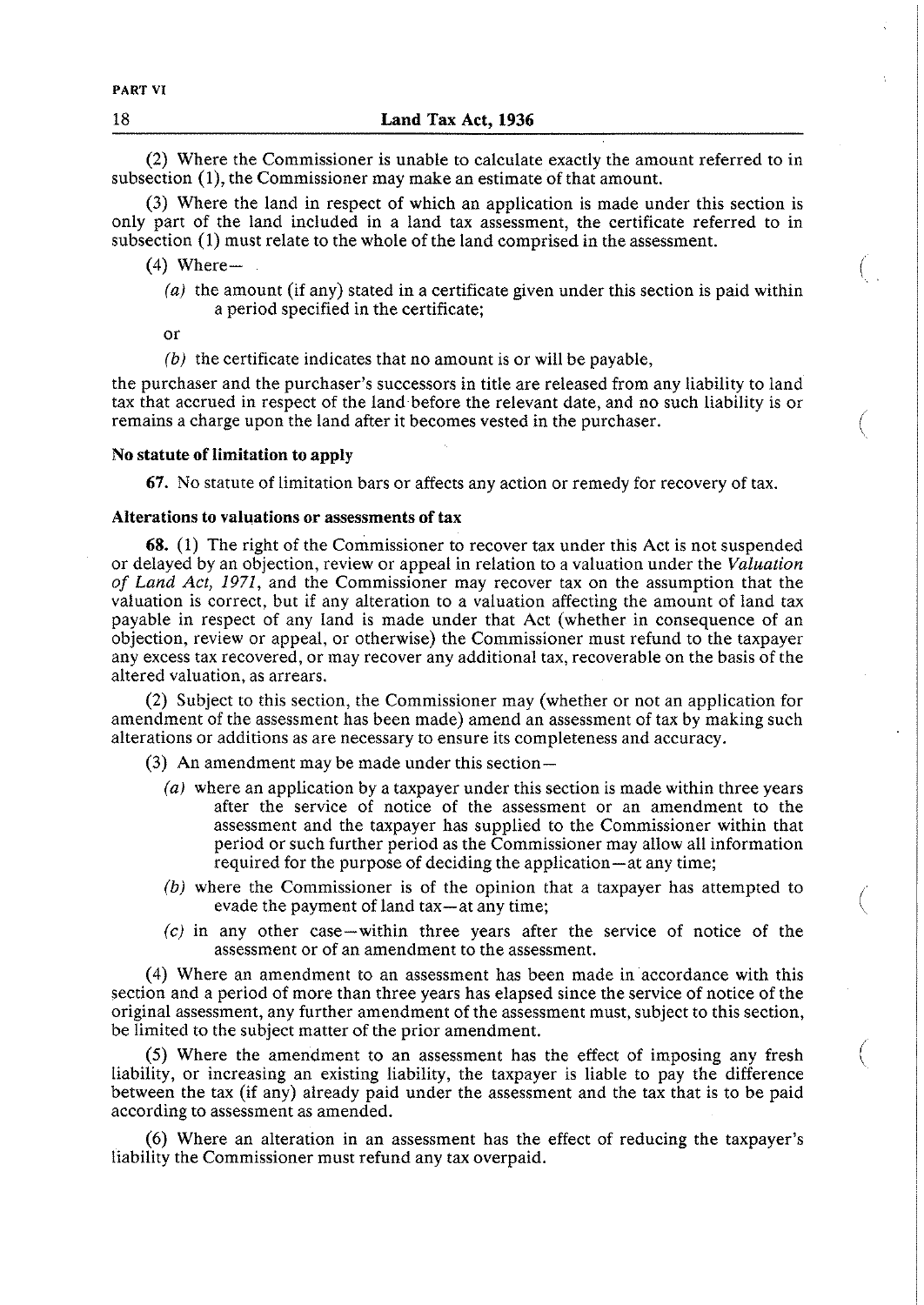(2) Where the Commissioner is unable to calculate exactly the amount referred to in subsection (1), the Commissioner may make an estimate of that amount.

(3) Where the land in respect of which an application is made under this section is only part of the land included in a land tax assessment, the certificate referred to in subsection (1) must relate to the whole of the land comprised in the assessment.

(4) Where—

*(a)* the amount (if any) stated in a certificate given under this section is paid within a period specified in the certificate;

or

*(b)* the certificate indicates that no amount is or will be payable,

the purchaser and the purchaser's successors in title are released from any liability to land tax that accrued in respect of the land before the relevant date, and no such liability is or remains a charge upon the land after it becomes vested in the purchaser.

**No statute of limitation to apply**

**67.** No statute of limitation bars or affects any action or remedy for recovery of tax.

**Alterations to valuations or assessments of tax**

**68.** (1) The right of the Commissioner to recover tax under this Act is not suspended or delayed by an objection, review or appeal in relation to a valuation under the *Valuation of Land Act, 1971*, and the Commissioner may recover tax on the assumption that the valuation is correct, but if any alteration to a valuation affecting the amount of land tax payable in respect of any land is made under that Act (whether in consequence of an objection, review or appeal, or otherwise) the Commissioner must refund to the taxpayer any excess tax recovered, or may recover any additional tax, recoverable on the basis of the altered valuation, as arrears.

(2) Subject to this section, the Commissioner may (whether or not an application for amendment of the assessment has been made) amend an assessment of tax by making such alterations or additions as are necessary to ensure its completeness and accuracy.

(3) An amendment may be made under this section—

*(a)* where an application by a taxpayer under this section is made within three years after the service of notice of the assessment or an amendment to the assessment and the taxpayer has supplied to the Commissioner within that period or such further period as the Commissioner may allow all information required for the purpose of deciding the application—at any time;

*(b)* where the Commissioner is of the opinion that a taxpayer has attempted to evade the payment of land tax—at any time;

*(c)* in any other case—within three years after the service of notice of the assessment or of an amendment to the assessment.

(4) Where an amendment to an assessment has been made in accordance with this section and a period of more than three years has elapsed since the service of notice of the original assessment, any further amendment of the assessment must, subject to this section, be limited to the subject matter of the prior amendment.

(5) Where the amendment to an assessment has the effect of imposing any fresh liability, or increasing an existing liability, the taxpayer is liable to pay the difference between the tax (if any) already paid under the assessment and the tax that is to be paid according to assessment as amended.

(6) Where an alteration in an assessment has the effect of reducing the taxpayer's liability the Commissioner must refund any tax overpaid.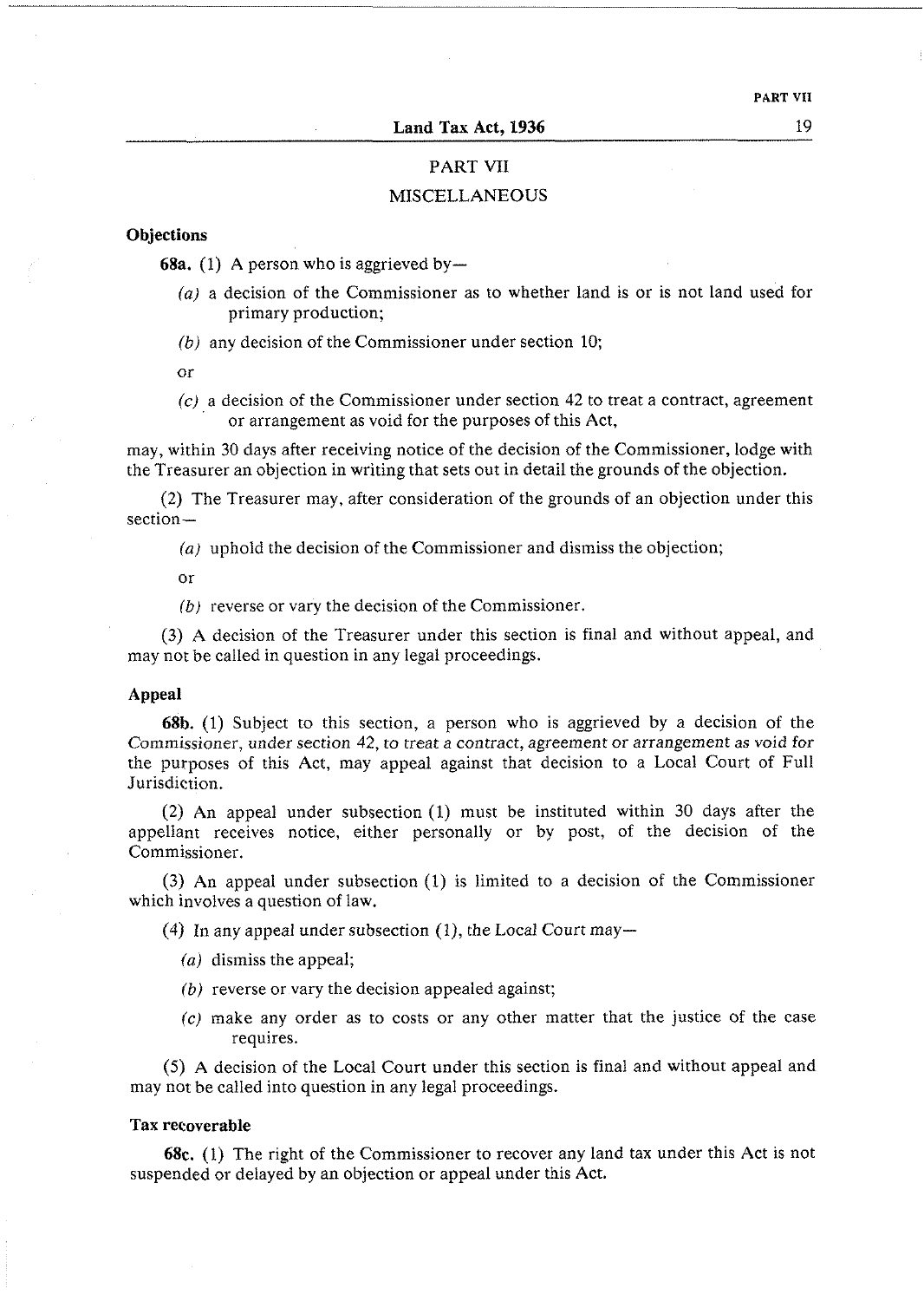## PART VII

## MISCELLANEOUS

### Objections

**68a.** (1) A person who is aggrieved by—

*(a)* a decision of the Commissioner as to whether land is or is not land used for primary production;

*(b)* any decision of the Commissioner under section 10;

or

*(c)* a decision of the Commissioner under section 42 to treat a contract, agreement or arrangement as void for the purposes of this Act,

may, within 30 days after receiving notice of the decision of the Commissioner, lodge with the Treasurer an objection in writing that sets out in detail the grounds of the objection.

(2) The Treasurer may, after consideration of the grounds of an objection under this section—

*(a)* uphold the decision of the Commissioner and dismiss the objection;

or

*(b)* reverse or vary the decision of the Commissioner.

(3) A decision of the Treasurer under this section is final and without appeal, and may not be called in question in any legal proceedings.

### Appeal

**68b.** (1) Subject to this section, a person who is aggrieved by a decision of the Commissioner, under section 42, to treat a contract, agreement or arrangement as void for the purposes of this Act, may appeal against that decision to a Local Court of Full Jurisdiction.

(2) An appeal under subsection (1) must be instituted within 30 days after the appellant receives notice, either personally or by post, of the decision of the Commissioner.

(3) An appeal under subsection (1) is limited to a decision of the Commissioner which involves a question of law.

(4) In any appeal under subsection (1), the Local Court may—

*(a)* dismiss the appeal;

*(b)* reverse or vary the decision appealed against;

*(c)* make any order as to costs or any other matter that the justice of the case requires.

(5) A decision of the Local Court under this section is final and without appeal and may not be called into question in any legal proceedings.

### Tax recoverable

**68c.** (1) The right of the Commissioner to recover any land tax under this Act is not suspended or delayed by an objection or appeal under this Act.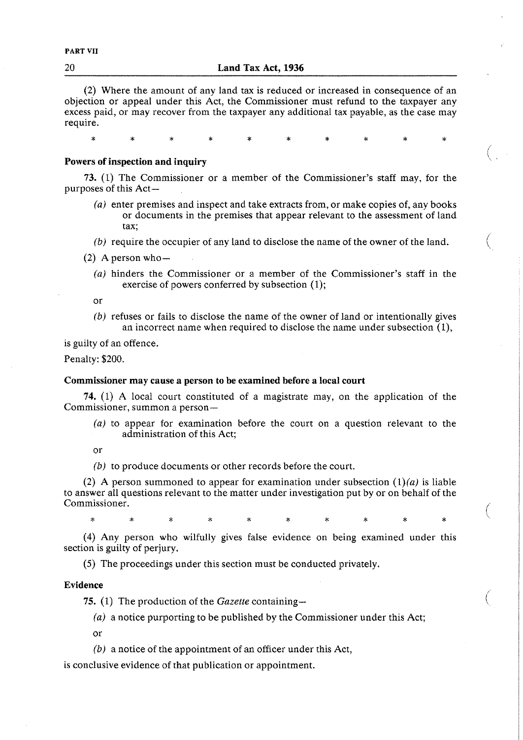(2) Where the amount of any land tax is reduced or increased in consequence of an objection or appeal under this Act, the Commissioner must refund to the taxpayer any excess paid, or may recover from the taxpayer any additional tax payable, as the case may require.

\*        \*        \*        \*        \*        \*        \*        \*        \*        \*

**Powers of inspection and inquiry**

**73.** (1) The Commissioner or a member of the Commissioner's staff may, for the purposes of this Act—

*(a)* enter premises and inspect and take extracts from, or make copies of, any books or documents in the premises that appear relevant to the assessment of land tax;

*(b)* require the occupier of any land to disclose the name of the owner of the land.

(2) A person who—

*(a)* hinders the Commissioner or a member of the Commissioner's staff in the exercise of powers conferred by subsection (1);

or

*(b)* refuses or fails to disclose the name of the owner of land or intentionally gives an incorrect name when required to disclose the name under subsection (1),

is guilty of an offence.

Penalty: $200.

**Commissioner may cause a person to be examined before a local court**

**74.** (1) A local court constituted of a magistrate may, on the application of the Commissioner, summon a person—

*(a)* to appear for examination before the court on a question relevant to the administration of this Act;

or

*(b)* to produce documents or other records before the court.

(2) A person summoned to appear for examination under subsection (1)*(a)* is liable to answer all questions relevant to the matter under investigation put by or on behalf of the Commissioner.

\*        \*        \*        \*        \*        \*        \*        \*        \*        \*

(4) Any person who wilfully gives false evidence on being examined under this section is guilty of perjury.

(5) The proceedings under this section must be conducted privately.

**Evidence**

**75.** (1) The production of the *Gazette* containing—

*(a)* a notice purporting to be published by the Commissioner under this Act;

or

*(b)* a notice of the appointment of an officer under this Act,

is conclusive evidence of that publication or appointment.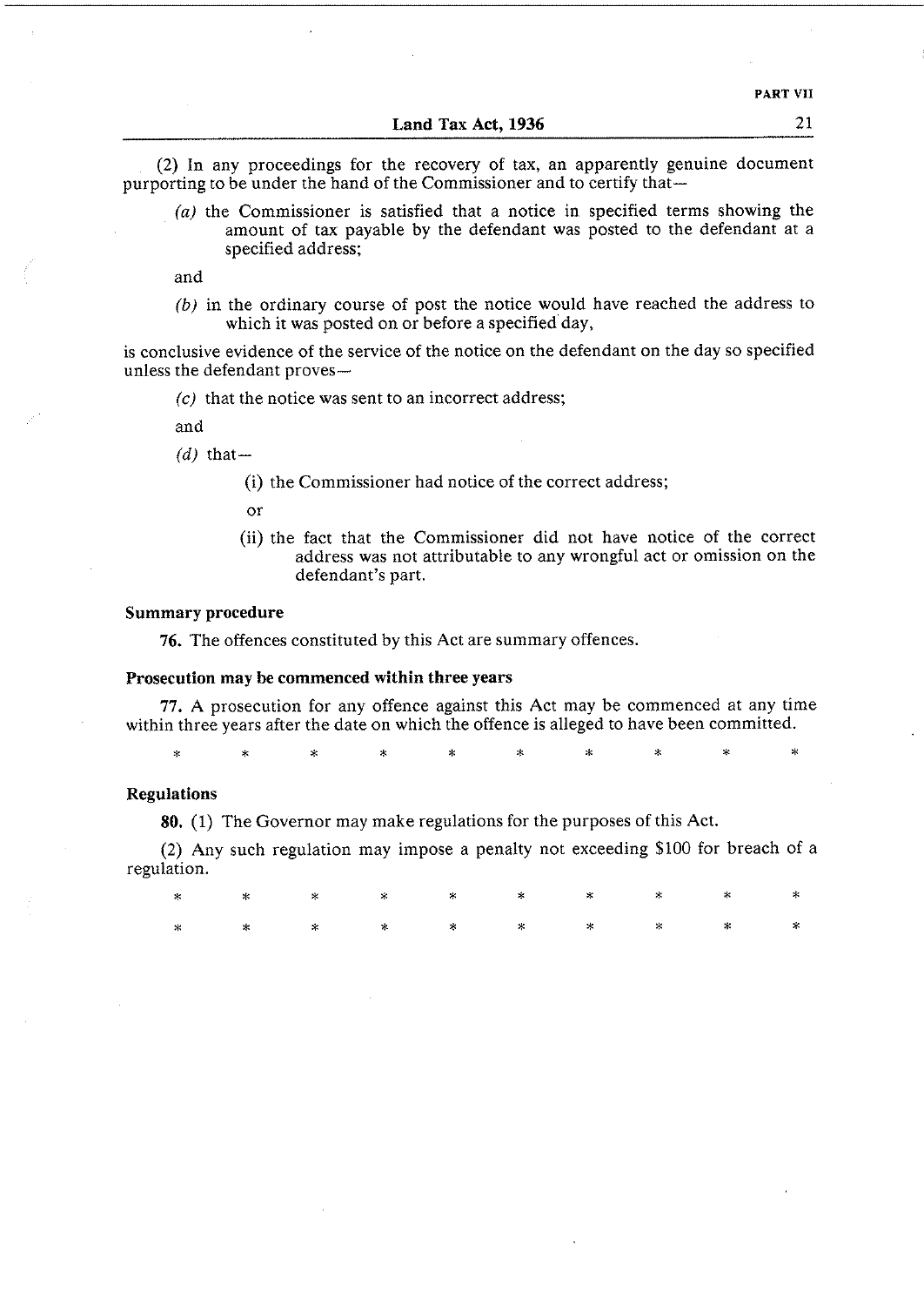(2) In any proceedings for the recovery of tax, an apparently genuine document purporting to be under the hand of the Commissioner and to certify that—

(a) the Commissioner is satisfied that a notice in specified terms showing the amount of tax payable by the defendant was posted to the defendant at a specified address;

and

(b) in the ordinary course of post the notice would have reached the address to which it was posted on or before a specified day,

is conclusive evidence of the service of the notice on the defendant on the day so specified unless the defendant proves—

(c) that the notice was sent to an incorrect address;

and

(d) that—

(i) the Commissioner had notice of the correct address;

or

(ii) the fact that the Commissioner did not have notice of the correct address was not attributable to any wrongful act or omission on the defendant's part.

**Summary procedure**

**76.** The offences constituted by this Act are summary offences.

**Prosecution may be commenced within three years**

**77.** A prosecution for any offence against this Act may be commenced at any time within three years after the date on which the offence is alleged to have been committed.

\* \* \* \* \* \* \* \* \* \*

**Regulations**

**80.** (1) The Governor may make regulations for the purposes of this Act.

(2) Any such regulation may impose a penalty not exceeding $100 for breach of a regulation.

\* \* \* \* \* \* \* \* \* \*

\* \* \* \* \* \* \* \* \* \*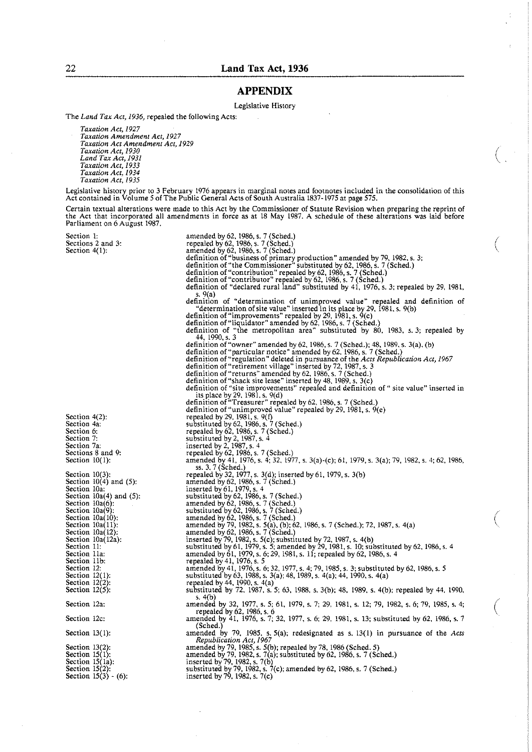## APPENDIX

Legislative History

The *Land Tax Act, 1936,* repealed the following Acts:

*Taxation Act, 1927*
*Taxation Amendment Act, 1927*
*Taxation Act Amendment Act, 1929*
*Taxation Act, 1930*
*Land Tax Act, 1931*
*Taxation Act, 1933*
*Taxation Act, 1934*
*Taxation Act, 1935*

Legislative history prior to 3 February 1976 appears in marginal notes and footnotes included in the consolidation of this Act contained in Volume 5 of The Public General Acts of South Australia 1837-1975 at page 575.

Certain textual alterations were made to this Act by the Commissioner of Statute Revision when preparing the reprint of the Act that incorporated all amendments in force as at 18 May 1987. A schedule of these alterations was laid before Parliament on 6 August 1987.

| | |
|---|---|
| Section 1: | amended by 62, 1986, s. 7 (Sched.) |
| Sections 2 and 3: | repealed by 62, 1986, s. 7 (Sched.) |
| Section 4(1): | amended by 62, 1986, s. 7 (Sched.) |
| | definition of "business of primary production" amended by 79, 1982, s. 3; |
| | definition of "the Commissioner" substituted by 62, 1986, s. 7 (Sched.) |
| | definition of "contribution" repealed by 62, 1986, s. 7 (Sched.) |
| | definition of "contributor" repealed by 62, 1986, s. 7 (Sched.) |
| | definition of "declared rural land" substituted by 41, 1976, s. 3; repealed by 29, 1981, s. 9(a) |
| | definition of "determination of unimproved value" repealed and definition of "determination of site value" inserted in its place by 29, 1981, s. 9(b) |
| | definition of "improvements" repealed by 29, 1981, s. 9(c) |
| | definition of "liquidator" amended by 62, 1986, s. 7 (Sched.) |
| | definition of "the metropolitan area" substituted by 80, 1983, s. 3; repealed by 44, 1990, s. 3 |
| | definition of "owner" amended by 62, 1986, s. 7 (Sched.); 48, 1989, s. 3(a), (b) |
| | definition of "particular notice" amended by 62, 1986, s. 7 (Sched.) |
| | definition of "regulation" deleted in pursuance of the *Acts Republication Act, 1967* |
| | definition of "retirement village" inserted by 72, 1987, s. 3 |
| | definition of "returns" amended by 62, 1986, s. 7 (Sched.) |
| | definition of "shack site lease" inserted by 48, 1989, s. 3(c) |
| | definition of "site improvements" repealed and definition of " site value" inserted in its place by 29, 1981, s. 9(d) |
| | definition of "Treasurer" repealed by 62, 1986, s. 7 (Sched.) |
| | definition of "unimproved value" repealed by 29, 1981, s. 9(e) |
| Section 4(2): | repealed by 29, 1981, s. 9(f) |
| Section 4a: | substituted by 62, 1986, s. 7 (Sched.) |
| Section 6: | repealed by 62, 1986, s. 7 (Sched.) |
| Section 7: | substituted by 2, 1987, s. 4 |
| Section 7a: | inserted by 2, 1987, s. 4 |
| Sections 8 and 9: | repealed by 62, 1986, s. 7 (Sched.) |
| Section 10(1): | amended by 41, 1976, s. 4; 32, 1977, s. 3(a)-(c); 61, 1979, s. 3(a); 79, 1982, s. 4; 62, 1986, ss. 3, 7 (Sched.) |
| Section 10(3): | repealed by 32, 1977, s. 3(d); inserted by 61, 1979, s. 3(b) |
| Section 10(4) and (5): | amended by 62, 1986, s. 7 (Sched.) |
| Section 10a: | inserted by 61, 1979, s. 4 |
| Section 10a(4) and (5): | substituted by 62, 1986, s. 7 (Sched.) |
| Section 10a(6): | amended by 62, 1986, s. 7 (Sched.) |
| Section 10a(9): | substituted by 62, 1986, s. 7 (Sched.) |
| Section 10a(10): | amended by 62, 1986, s. 7 (Sched.) |
| Section 10a(11): | amended by 79, 1982, s. 5(a), (b); 62, 1986, s. 7 (Sched.); 72, 1987, s. 4(a) |
| Section 10a(12): | amended by 62, 1986, s. 7 (Sched.) |
| Section 10a(12a): | inserted by 79, 1982, s. 5(c); substituted by 72, 1987, s. 4(b) |
| Section 11: | substituted by 61, 1979, s. 5; amended by 29, 1981, s. 10; substituted by 62, 1986, s. 4 |
| Section 11a: | amended by 61, 1979, s. 6; 29, 1981, s. 11; repealed by 62, 1986, s. 4 |
| Section 11b: | repealed by 41, 1976, s. 5 |
| Section 12: | amended by 41, 1976, s. 6; 32, 1977, s. 4; 79, 1985, s. 3; substituted by 62, 1986, s. 5 |
| Section 12(1): | substituted by 63, 1988, s. 3(a); 48, 1989, s. 4(a); 44, 1990, s. 4(a) |
| Section 12(2): | repealed by 44, 1990, s. 4(a) |
| Section 12(5): | substituted by 72, 1987, s. 5; 63, 1988, s. 3(b); 48, 1989, s. 4(b); repealed by 44, 1990, s. 4(b) |
| Section 12a: | amended by 32, 1977, s. 5; 61, 1979, s. 7; 29, 1981, s. 12; 79, 1982, s. 6; 79, 1985, s. 4; repealed by 62, 1986, s. 6 |
| Section 12c: | amended by 41, 1976, s. 7; 32, 1977, s. 6; 29, 1981, s. 13; substituted by 62, 1986, s. 7 (Sched.) |
| Section 13(1): | amended by 79, 1985, s. 5(a); redesignated as s. 13(1) in pursuance of the *Acts Republication Act, 1967* |
| Section 13(2): | amended by 79, 1985, s. 5(b); repealed by 78, 1986 (Sched. 5) |
| Section 15(1): | amended by 79, 1982, s. 7(a); substituted by 62, 1986, s. 7 (Sched.) |
| Section 15(1a): | inserted by 79, 1982, s. 7(b) |
| Section 15(2): | substituted by 79, 1982, s. 7(c); amended by 62, 1986, s. 7 (Sched.) |
| Section 15(3) - (6): | inserted by 79, 1982, s. 7(c) |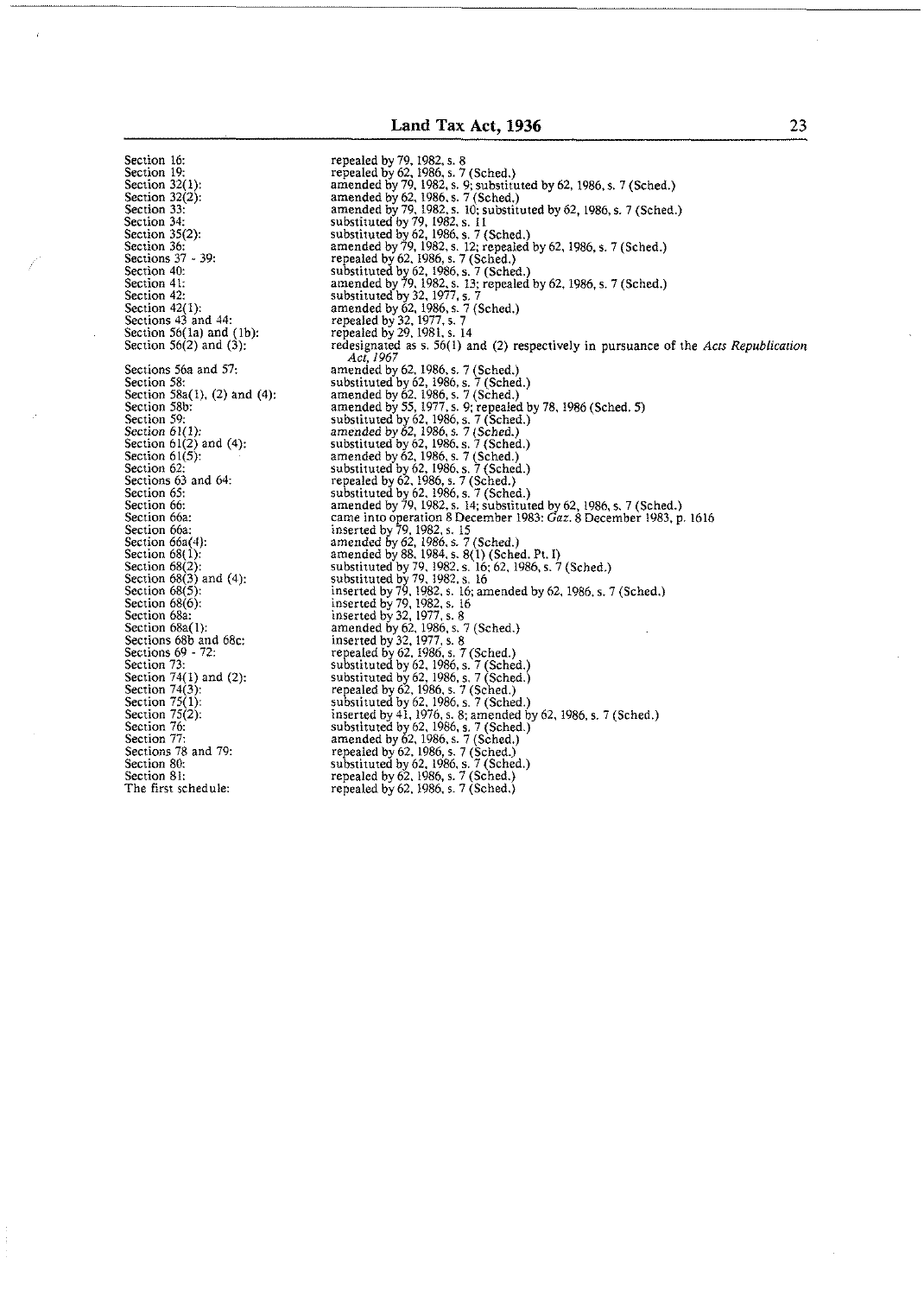| | |
|---|---|
| Section 16: | repealed by 79, 1982, s. 8 |
| Section 19: | repealed by 62, 1986, s. 7 (Sched.) |
| Section 32(1): | amended by 79, 1982, s. 9; substituted by 62, 1986, s. 7 (Sched.) |
| Section 32(2): | amended by 62, 1986, s. 7 (Sched.) |
| Section 33: | amended by 79, 1982, s. 10; substituted by 62, 1986, s. 7 (Sched.) |
| Section 34: | substituted by 79, 1982, s. 11 |
| Section 35(2): | substituted by 62, 1986, s. 7 (Sched.) |
| Section 36: | amended by 79, 1982, s. 12; repealed by 62, 1986, s. 7 (Sched.) |
| Sections 37 - 39: | repealed by 62, 1986, s. 7 (Sched.) |
| Section 40: | substituted by 62, 1986, s. 7 (Sched.) |
| Section 41: | amended by 79, 1982, s. 13; repealed by 62, 1986, s. 7 (Sched.) |
| Section 42: | substituted by 32, 1977, s. 7 |
| Section 42(1): | amended by 62, 1986, s. 7 (Sched.) |
| Sections 43 and 44: | repealed by 32, 1977, s. 7 |
| Section 56(1a) and (1b): | repealed by 29, 1981, s. 14 |
| Section 56(2) and (3): | redesignated as s. 56(1) and (2) respectively in pursuance of the *Acts Republication Act, 1967* |
| Sections 56a and 57: | amended by 62, 1986, s. 7 (Sched.) |
| Section 58: | substituted by 62, 1986, s. 7 (Sched.) |
| Section 58a(1), (2) and (4): | amended by 62, 1986, s. 7 (Sched.) |
| Section 58b: | amended by 55, 1977, s. 9; repealed by 78, 1986 (Sched. 5) |
| Section 59: | substituted by 62, 1986, s. 7 (Sched.) |
| *Section 61(1):* | *amended by 62, 1986, s. 7 (Sched.)* |
| Section 61(2) and (4): | substituted by 62, 1986, s. 7 (Sched.) |
| Section 61(5): | amended by 62, 1986, s. 7 (Sched.) |
| Section 62: | substituted by 62, 1986, s. 7 (Sched.) |
| Sections 63 and 64: | repealed by 62, 1986, s. 7 (Sched.) |
| Section 65: | substituted by 62, 1986, s. 7 (Sched.) |
| Section 66: | amended by 79, 1982, s. 14; substituted by 62, 1986, s. 7 (Sched.) |
| Section 66a: | came into operation 8 December 1983: *Gaz.* 8 December 1983, p. 1616 |
| Section 66a: | inserted by 79, 1982, s. 15 |
| Section 66a(4): | amended by 62, 1986, s. 7 (Sched.) |
| Section 68(1): | amended by 88, 1984, s. 8(1) (Sched. Pt. I) |
| Section 68(2): | substituted by 79, 1982, s. 16; 62, 1986, s. 7 (Sched.) |
| Section 68(3) and (4): | substituted by 79, 1982, s. 16 |
| Section 68(5): | inserted by 79, 1982, s. 16; amended by 62, 1986, s. 7 (Sched.) |
| Section 68(6): | inserted by 79, 1982, s. 16 |
| Section 68a: | inserted by 32, 1977, s. 8 |
| Section 68a(1): | amended by 62, 1986, s. 7 (Sched.) |
| Sections 68b and 68c: | inserted by 32, 1977, s. 8 |
| Sections 69 - 72: | repealed by 62, 1986, s. 7 (Sched.) |
| Section 73: | substituted by 62, 1986, s. 7 (Sched.) |
| Section 74(1) and (2): | substituted by 62, 1986, s. 7 (Sched.) |
| Section 74(3): | repealed by 62, 1986, s. 7 (Sched.) |
| Section 75(1): | substituted by 62, 1986, s. 7 (Sched.) |
| Section 75(2): | inserted by 41, 1976, s. 8; amended by 62, 1986, s. 7 (Sched.) |
| Section 76: | substituted by 62, 1986, s. 7 (Sched.) |
| Section 77: | amended by 62, 1986, s. 7 (Sched.) |
| Sections 78 and 79: | repealed by 62, 1986, s. 7 (Sched.) |
| Section 80: | substituted by 62, 1986, s. 7 (Sched.) |
| Section 81: | repealed by 62, 1986, s. 7 (Sched.) |
| The first schedule: | repealed by 62, 1986, s. 7 (Sched.) |